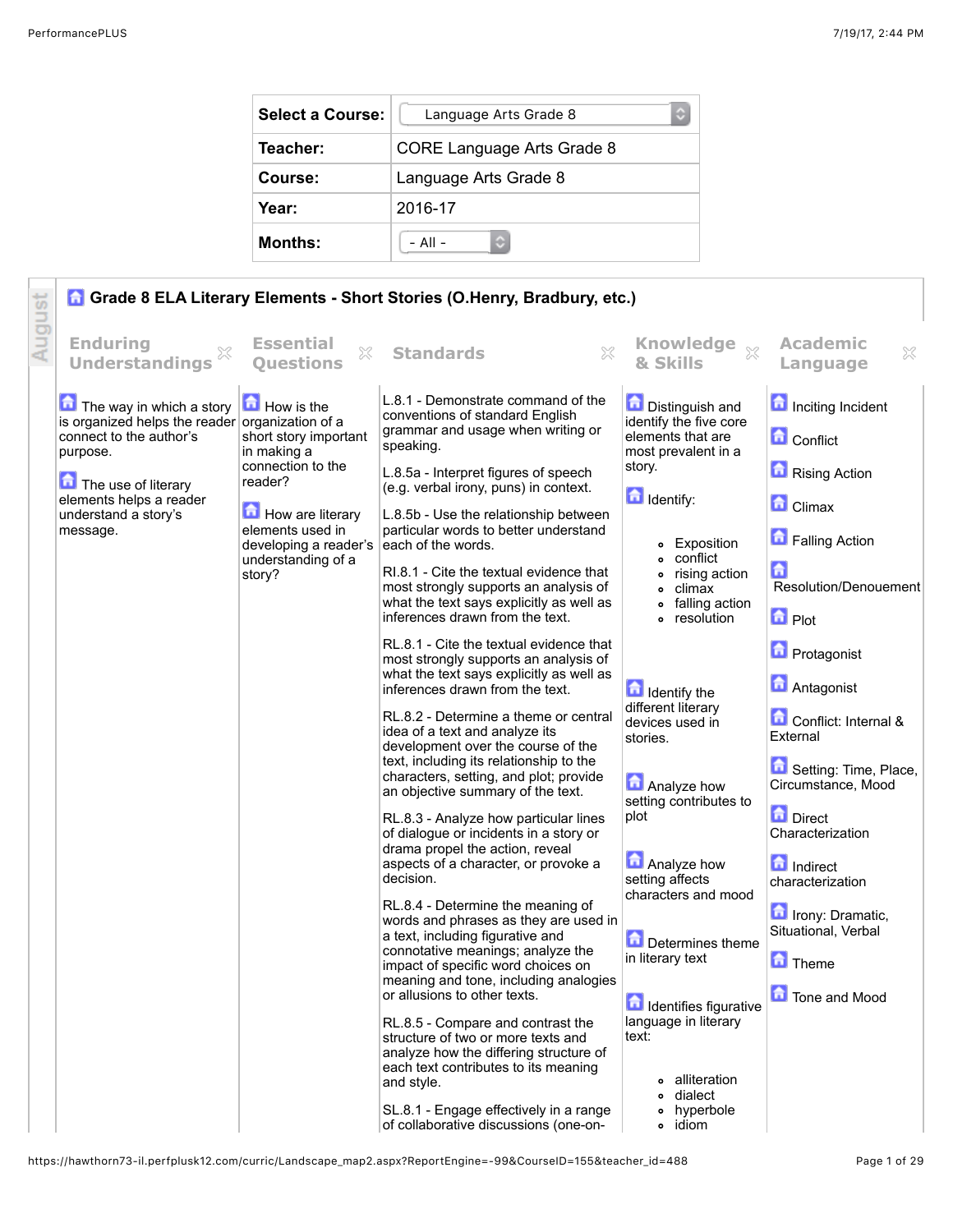| Select a Course: | Language Arts Grade 8 |
| --- | --- |
| Teacher: | CORE Language Arts Grade 8 |
| Course: | Language Arts Grade 8 |
| Year: | 2016-17 |
| Months: | - All - |

August

## Grade 8 ELA Literary Elements - Short Stories (O.Henry, Bradbury, etc.)

| Enduring Understandings | Essential Questions | Standards | Knowledge & Skills | Academic Language |
| --- | --- | --- | --- | --- |
| The way in which a story is organized helps the reader connect to the author's purpose.<br><br>The use of literary elements helps a reader understand a story's message. | How is the organization of a short story important in making a connection to the reader?<br><br>How are literary elements used in developing a reader's understanding of a story? | L.8.1 - Demonstrate command of the conventions of standard English grammar and usage when writing or speaking.<br><br>L.8.5a - Interpret figures of speech (e.g. verbal irony, puns) in context.<br><br>L.8.5b - Use the relationship between particular words to better understand each of the words.<br><br>RI.8.1 - Cite the textual evidence that most strongly supports an analysis of what the text says explicitly as well as inferences drawn from the text.<br><br>RL.8.1 - Cite the textual evidence that most strongly supports an analysis of what the text says explicitly as well as inferences drawn from the text.<br><br>RL.8.2 - Determine a theme or central idea of a text and analyze its development over the course of the text, including its relationship to the characters, setting, and plot; provide an objective summary of the text.<br><br>RL.8.3 - Analyze how particular lines of dialogue or incidents in a story or drama propel the action, reveal aspects of a character, or provoke a decision.<br><br>RL.8.4 - Determine the meaning of words and phrases as they are used in a text, including figurative and connotative meanings; analyze the impact of specific word choices on meaning and tone, including analogies or allusions to other texts.<br><br>RL.8.5 - Compare and contrast the structure of two or more texts and analyze how the differing structure of each text contributes to its meaning and style.<br><br>SL.8.1 - Engage effectively in a range of collaborative discussions (one-on- | Distinguish and identify the five core elements that are most prevalent in a story.<br><br>Identify:<br>• Exposition<br>• conflict<br>• rising action<br>• climax<br>• falling action<br>• resolution<br><br>Identify the different literary devices used in stories.<br><br>Analyze how setting contributes to plot<br><br>Analyze how setting affects characters and mood<br><br>Determines theme in literary text<br><br>Identifies figurative language in literary text:<br>• alliteration<br>• dialect<br>• hyperbole<br>• idiom | Inciting Incident<br><br>Conflict<br><br>Rising Action<br><br>Climax<br><br>Falling Action<br><br>Resolution/Denouement<br><br>Plot<br><br>Protagonist<br><br>Antagonist<br><br>Conflict: Internal & External<br><br>Setting: Time, Place, Circumstance, Mood<br><br>Direct Characterization<br><br>Indirect characterization<br><br>Irony: Dramatic, Situational, Verbal<br><br>Theme<br><br>Tone and Mood |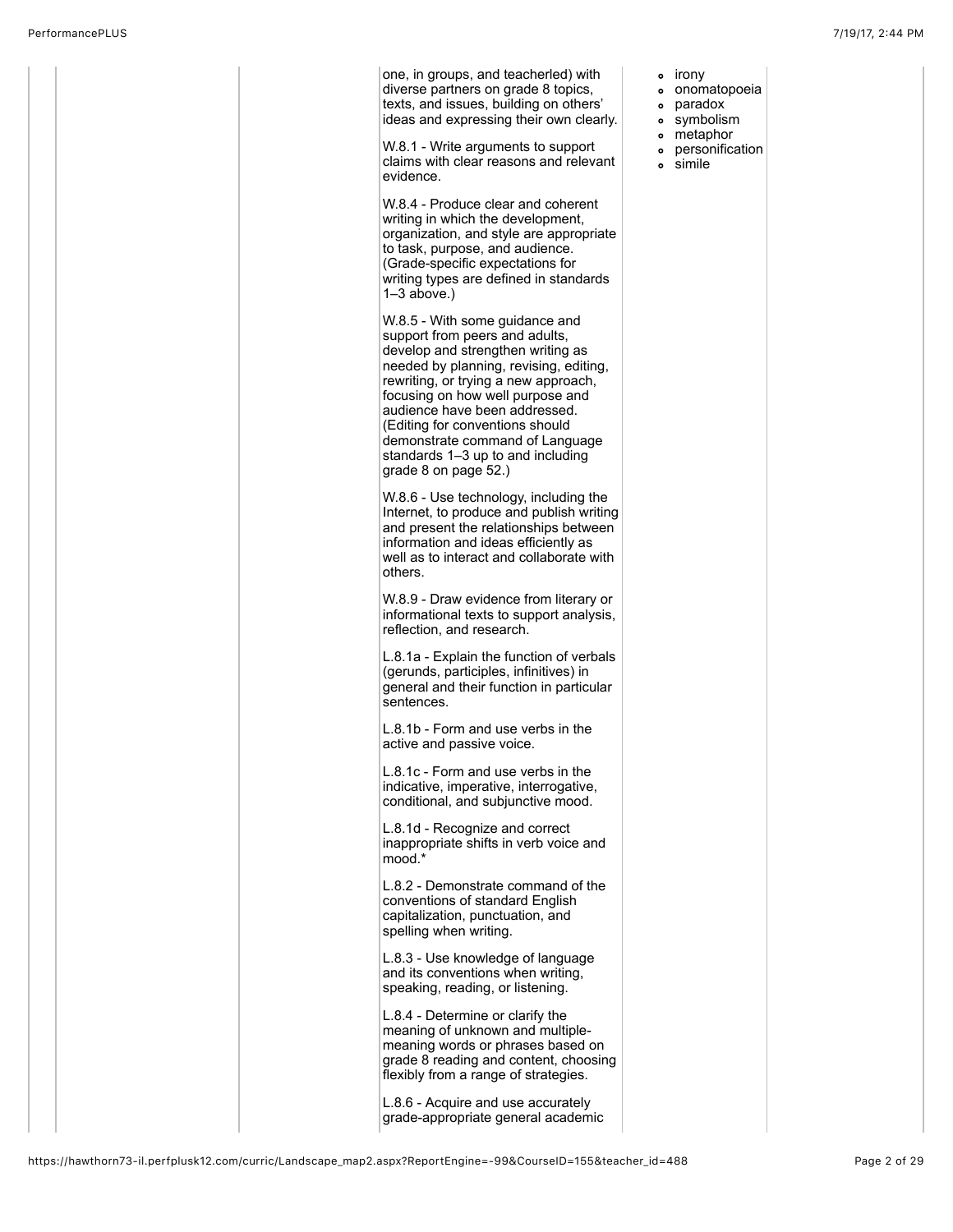| | | | | |
|---|---|---|---|---|
| | | one, in groups, and teacherled) with diverse partners on grade 8 topics, texts, and issues, building on others' ideas and expressing their own clearly.<br><br>W.8.1 - Write arguments to support claims with clear reasons and relevant evidence.<br><br>W.8.4 - Produce clear and coherent writing in which the development, organization, and style are appropriate to task, purpose, and audience. (Grade-specific expectations for writing types are defined in standards 1–3 above.)<br><br>W.8.5 - With some guidance and support from peers and adults, develop and strengthen writing as needed by planning, revising, editing, rewriting, or trying a new approach, focusing on how well purpose and audience have been addressed. (Editing for conventions should demonstrate command of Language standards 1–3 up to and including grade 8 on page 52.)<br><br>W.8.6 - Use technology, including the Internet, to produce and publish writing and present the relationships between information and ideas efficiently as well as to interact and collaborate with others.<br><br>W.8.9 - Draw evidence from literary or informational texts to support analysis, reflection, and research.<br><br>L.8.1a - Explain the function of verbals (gerunds, participles, infinitives) in general and their function in particular sentences.<br><br>L.8.1b - Form and use verbs in the active and passive voice.<br><br>L.8.1c - Form and use verbs in the indicative, imperative, interrogative, conditional, and subjunctive mood.<br><br>L.8.1d - Recognize and correct inappropriate shifts in verb voice and mood.*<br><br>L.8.2 - Demonstrate command of the conventions of standard English capitalization, punctuation, and spelling when writing.<br><br>L.8.3 - Use knowledge of language and its conventions when writing, speaking, reading, or listening.<br><br>L.8.4 - Determine or clarify the meaning of unknown and multiple-meaning words or phrases based on grade 8 reading and content, choosing flexibly from a range of strategies.<br><br>L.8.6 - Acquire and use accurately grade-appropriate general academic | ◦ irony<br>◦ onomatopoeia<br>◦ paradox<br>◦ symbolism<br>◦ metaphor<br>◦ personification<br>◦ simile | |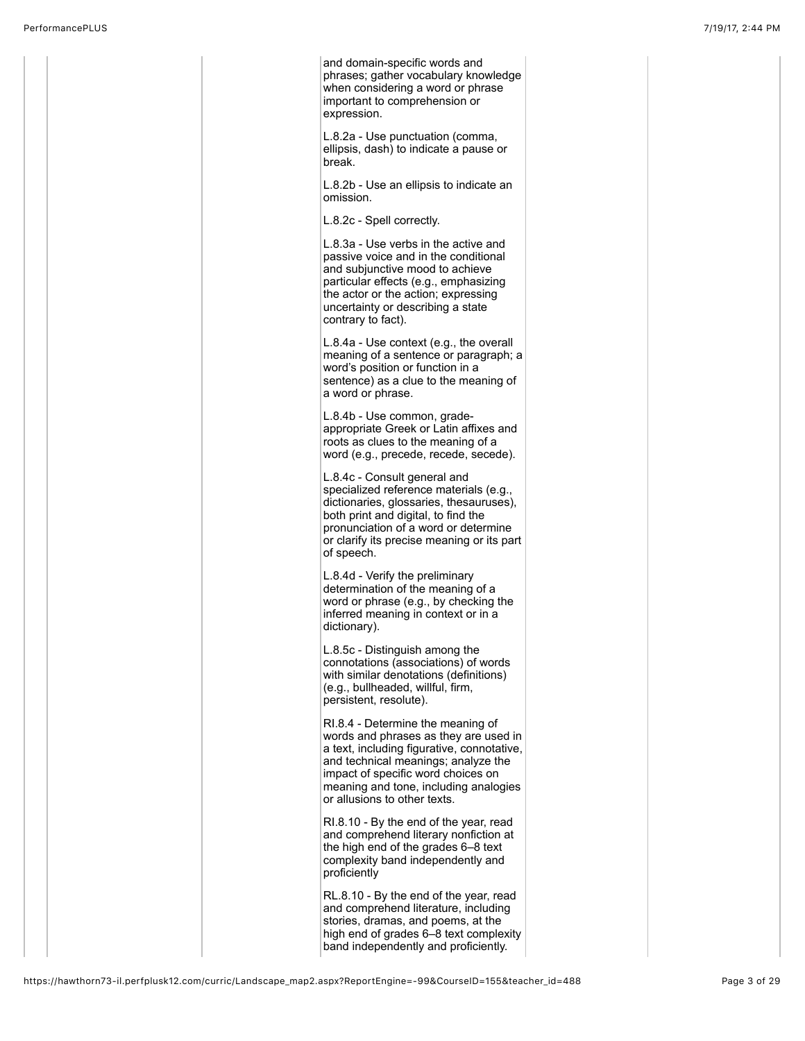and domain-specific words and phrases; gather vocabulary knowledge when considering a word or phrase important to comprehension or expression.

L.8.2a - Use punctuation (comma, ellipsis, dash) to indicate a pause or break.

L.8.2b - Use an ellipsis to indicate an omission.

L.8.2c - Spell correctly.

L.8.3a - Use verbs in the active and passive voice and in the conditional and subjunctive mood to achieve particular effects (e.g., emphasizing the actor or the action; expressing uncertainty or describing a state contrary to fact).

L.8.4a - Use context (e.g., the overall meaning of a sentence or paragraph; a word's position or function in a sentence) as a clue to the meaning of a word or phrase.

L.8.4b - Use common, grade-appropriate Greek or Latin affixes and roots as clues to the meaning of a word (e.g., precede, recede, secede).

L.8.4c - Consult general and specialized reference materials (e.g., dictionaries, glossaries, thesauruses), both print and digital, to find the pronunciation of a word or determine or clarify its precise meaning or its part of speech.

L.8.4d - Verify the preliminary determination of the meaning of a word or phrase (e.g., by checking the inferred meaning in context or in a dictionary).

L.8.5c - Distinguish among the connotations (associations) of words with similar denotations (definitions) (e.g., bullheaded, willful, firm, persistent, resolute).

RI.8.4 - Determine the meaning of words and phrases as they are used in a text, including figurative, connotative, and technical meanings; analyze the impact of specific word choices on meaning and tone, including analogies or allusions to other texts.

RI.8.10 - By the end of the year, read and comprehend literary nonfiction at the high end of the grades 6–8 text complexity band independently and proficiently

RL.8.10 - By the end of the year, read and comprehend literature, including stories, dramas, and poems, at the high end of grades 6–8 text complexity band independently and proficiently.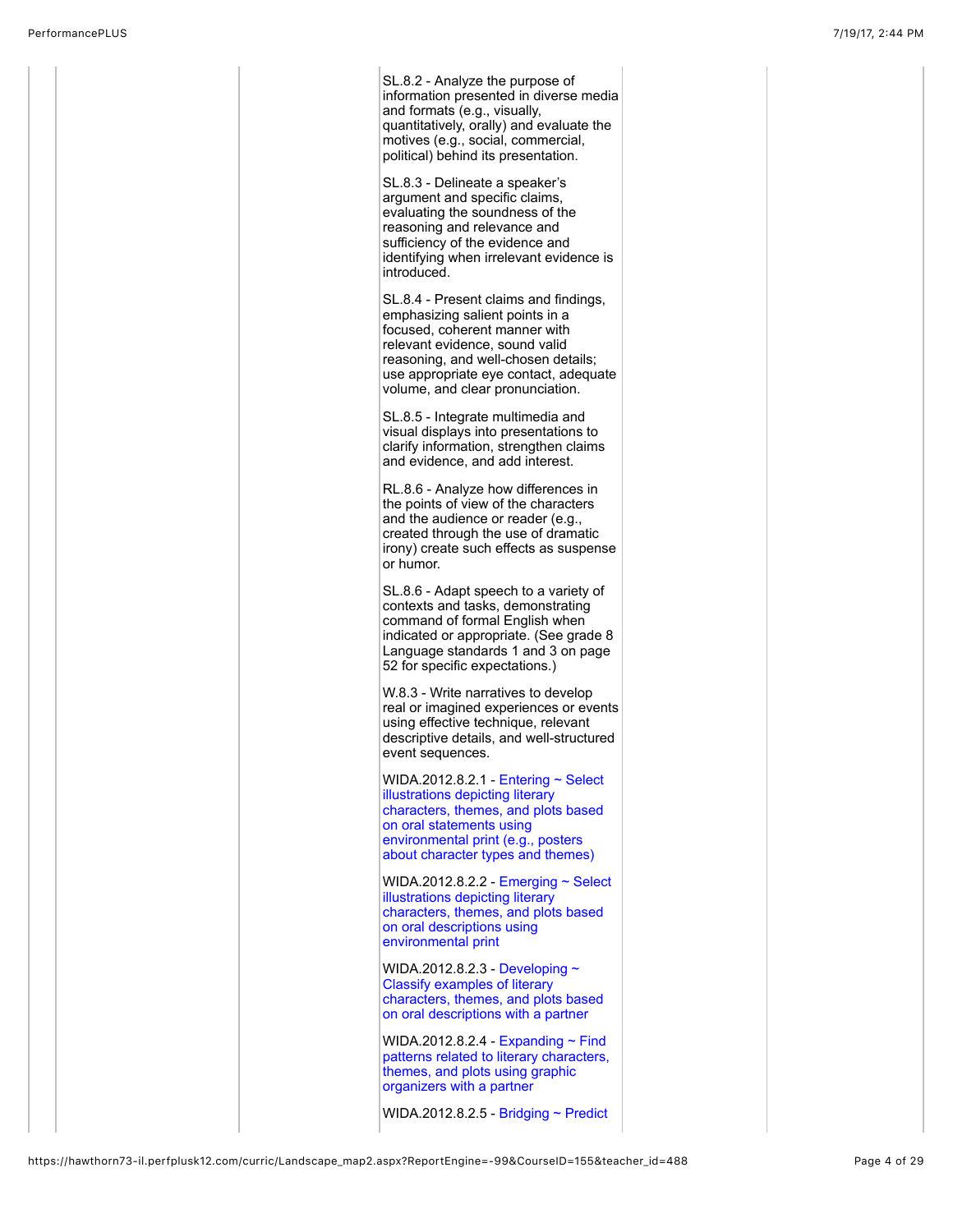SL.8.2 - Analyze the purpose of information presented in diverse media and formats (e.g., visually, quantitatively, orally) and evaluate the motives (e.g., social, commercial, political) behind its presentation.

SL.8.3 - Delineate a speaker's argument and specific claims, evaluating the soundness of the reasoning and relevance and sufficiency of the evidence and identifying when irrelevant evidence is introduced.

SL.8.4 - Present claims and findings, emphasizing salient points in a focused, coherent manner with relevant evidence, sound valid reasoning, and well-chosen details; use appropriate eye contact, adequate volume, and clear pronunciation.

SL.8.5 - Integrate multimedia and visual displays into presentations to clarify information, strengthen claims and evidence, and add interest.

RL.8.6 - Analyze how differences in the points of view of the characters and the audience or reader (e.g., created through the use of dramatic irony) create such effects as suspense or humor.

SL.8.6 - Adapt speech to a variety of contexts and tasks, demonstrating command of formal English when indicated or appropriate. (See grade 8 Language standards 1 and 3 on page 52 for specific expectations.)

W.8.3 - Write narratives to develop real or imagined experiences or events using effective technique, relevant descriptive details, and well-structured event sequences.

WIDA.2012.8.2.1 - Entering ~ Select illustrations depicting literary characters, themes, and plots based on oral statements using environmental print (e.g., posters about character types and themes)

WIDA.2012.8.2.2 - Emerging ~ Select illustrations depicting literary characters, themes, and plots based on oral descriptions using environmental print

WIDA.2012.8.2.3 - Developing ~ Classify examples of literary characters, themes, and plots based on oral descriptions with a partner

WIDA.2012.8.2.4 - Expanding ~ Find patterns related to literary characters, themes, and plots using graphic organizers with a partner

WIDA.2012.8.2.5 - Bridging ~ Predict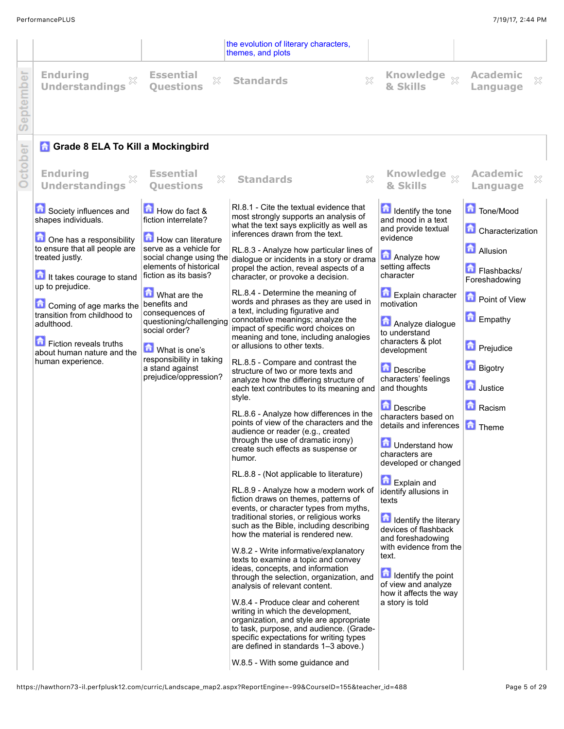| | | | | |
|---|---|---|---|---|
| | | the evolution of literary characters, themes, and plots | | |

**September**

| Enduring Understandings | Essential Questions | Standards | Knowledge & Skills | Academic Language |
|---|---|---|---|---|
| | | | | |

**October**

## Grade 8 ELA To Kill a Mockingbird

| Enduring Understandings | Essential Questions | Standards | Knowledge & Skills | Academic Language |
|---|---|---|---|---|
| Society influences and shapes individuals.<br><br>One has a responsibility to ensure that all people are treated justly.<br><br>It takes courage to stand up to prejudice.<br><br>Coming of age marks the transition from childhood to adulthood.<br><br>Fiction reveals truths about human nature and the human experience. | How do fact & fiction interrelate?<br><br>How can literature serve as a vehicle for social change using the elements of historical fiction as its basis?<br><br>What are the benefits and consequences of questioning/challenging social order?<br><br>What is one's responsibility in taking a stand against prejudice/oppression? | RI.8.1 - Cite the textual evidence that most strongly supports an analysis of what the text says explicitly as well as inferences drawn from the text.<br><br>RL.8.3 - Analyze how particular lines of dialogue or incidents in a story or drama propel the action, reveal aspects of a character, or provoke a decision.<br><br>RL.8.4 - Determine the meaning of words and phrases as they are used in a text, including figurative and connotative meanings; analyze the impact of specific word choices on meaning and tone, including analogies or allusions to other texts.<br><br>RL.8.5 - Compare and contrast the structure of two or more texts and analyze how the differing structure of each text contributes to its meaning and style.<br><br>RL.8.6 - Analyze how differences in the points of view of the characters and the audience or reader (e.g., created through the use of dramatic irony) create such effects as suspense or humor.<br><br>RL.8.8 - (Not applicable to literature)<br><br>RL.8.9 - Analyze how a modern work of fiction draws on themes, patterns of events, or character types from myths, traditional stories, or religious works such as the Bible, including describing how the material is rendered new.<br><br>W.8.2 - Write informative/explanatory texts to examine a topic and convey ideas, concepts, and information through the selection, organization, and analysis of relevant content.<br><br>W.8.4 - Produce clear and coherent writing in which the development, organization, and style are appropriate to task, purpose, and audience. (Grade-specific expectations for writing types are defined in standards 1–3 above.)<br><br>W.8.5 - With some guidance and | Identify the tone and mood in a text and provide textual evidence<br><br>Analyze how setting affects character<br><br>Explain character motivation<br><br>Analyze dialogue to understand characters & plot development<br><br>Describe characters' feelings and thoughts<br><br>Describe characters based on details and inferences<br><br>Understand how characters are developed or changed<br><br>Explain and identify allusions in texts<br><br>Identify the literary devices of flashback and foreshadowing with evidence from the text.<br><br>Identify the point of view and analyze how it affects the way a story is told | Tone/Mood<br><br>Characterization<br><br>Allusion<br><br>Flashbacks/ Foreshadowing<br><br>Point of View<br><br>Empathy<br><br>Prejudice<br><br>Bigotry<br><br>Justice<br><br>Racism<br><br>Theme |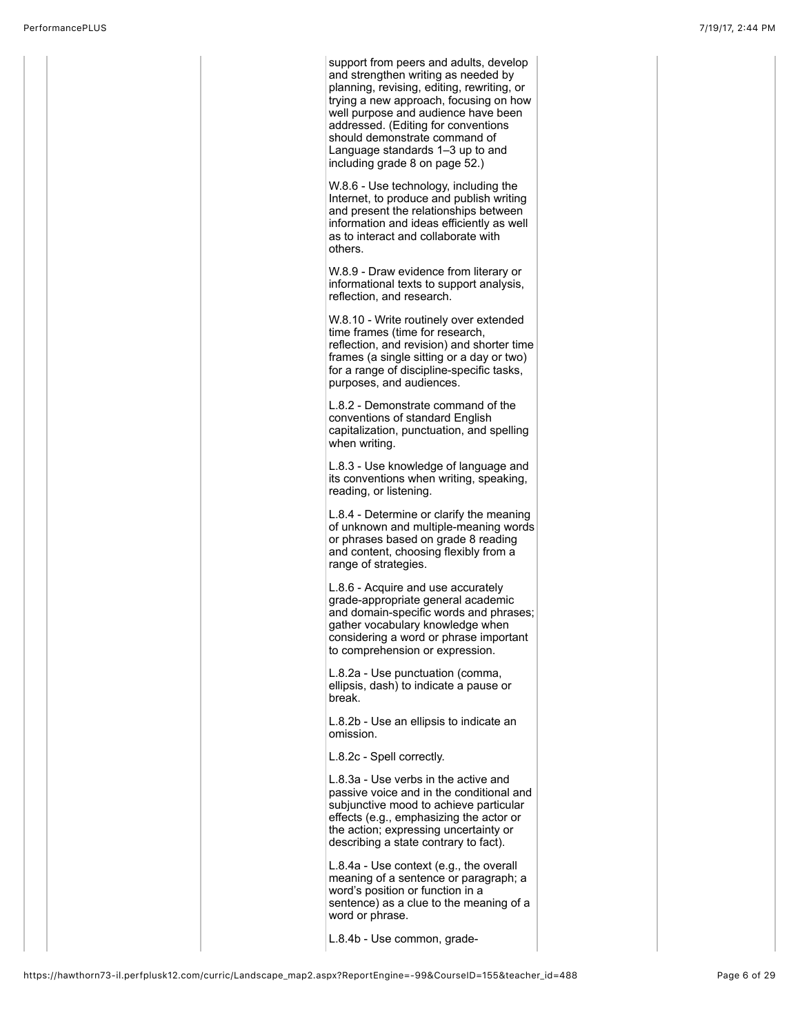support from peers and adults, develop and strengthen writing as needed by planning, revising, editing, rewriting, or trying a new approach, focusing on how well purpose and audience have been addressed. (Editing for conventions should demonstrate command of Language standards 1–3 up to and including grade 8 on page 52.)

W.8.6 - Use technology, including the Internet, to produce and publish writing and present the relationships between information and ideas efficiently as well as to interact and collaborate with others.

W.8.9 - Draw evidence from literary or informational texts to support analysis, reflection, and research.

W.8.10 - Write routinely over extended time frames (time for research, reflection, and revision) and shorter time frames (a single sitting or a day or two) for a range of discipline-specific tasks, purposes, and audiences.

L.8.2 - Demonstrate command of the conventions of standard English capitalization, punctuation, and spelling when writing.

L.8.3 - Use knowledge of language and its conventions when writing, speaking, reading, or listening.

L.8.4 - Determine or clarify the meaning of unknown and multiple-meaning words or phrases based on grade 8 reading and content, choosing flexibly from a range of strategies.

L.8.6 - Acquire and use accurately grade-appropriate general academic and domain-specific words and phrases; gather vocabulary knowledge when considering a word or phrase important to comprehension or expression.

L.8.2a - Use punctuation (comma, ellipsis, dash) to indicate a pause or break.

L.8.2b - Use an ellipsis to indicate an omission.

L.8.2c - Spell correctly.

L.8.3a - Use verbs in the active and passive voice and in the conditional and subjunctive mood to achieve particular effects (e.g., emphasizing the actor or the action; expressing uncertainty or describing a state contrary to fact).

L.8.4a - Use context (e.g., the overall meaning of a sentence or paragraph; a word's position or function in a sentence) as a clue to the meaning of a word or phrase.

L.8.4b - Use common, grade-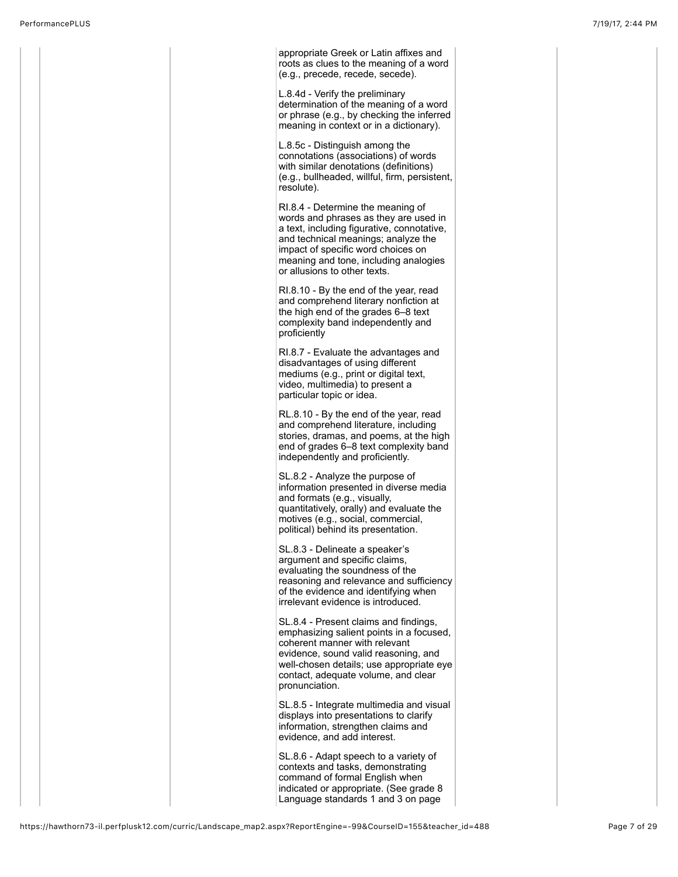appropriate Greek or Latin affixes and roots as clues to the meaning of a word (e.g., precede, recede, secede).

L.8.4d - Verify the preliminary determination of the meaning of a word or phrase (e.g., by checking the inferred meaning in context or in a dictionary).

L.8.5c - Distinguish among the connotations (associations) of words with similar denotations (definitions) (e.g., bullheaded, willful, firm, persistent, resolute).

RI.8.4 - Determine the meaning of words and phrases as they are used in a text, including figurative, connotative, and technical meanings; analyze the impact of specific word choices on meaning and tone, including analogies or allusions to other texts.

RI.8.10 - By the end of the year, read and comprehend literary nonfiction at the high end of the grades 6–8 text complexity band independently and proficiently

RI.8.7 - Evaluate the advantages and disadvantages of using different mediums (e.g., print or digital text, video, multimedia) to present a particular topic or idea.

RL.8.10 - By the end of the year, read and comprehend literature, including stories, dramas, and poems, at the high end of grades 6–8 text complexity band independently and proficiently.

SL.8.2 - Analyze the purpose of information presented in diverse media and formats (e.g., visually, quantitatively, orally) and evaluate the motives (e.g., social, commercial, political) behind its presentation.

SL.8.3 - Delineate a speaker's argument and specific claims, evaluating the soundness of the reasoning and relevance and sufficiency of the evidence and identifying when irrelevant evidence is introduced.

SL.8.4 - Present claims and findings, emphasizing salient points in a focused, coherent manner with relevant evidence, sound valid reasoning, and well-chosen details; use appropriate eye contact, adequate volume, and clear pronunciation.

SL.8.5 - Integrate multimedia and visual displays into presentations to clarify information, strengthen claims and evidence, and add interest.

SL.8.6 - Adapt speech to a variety of contexts and tasks, demonstrating command of formal English when indicated or appropriate. (See grade 8 Language standards 1 and 3 on page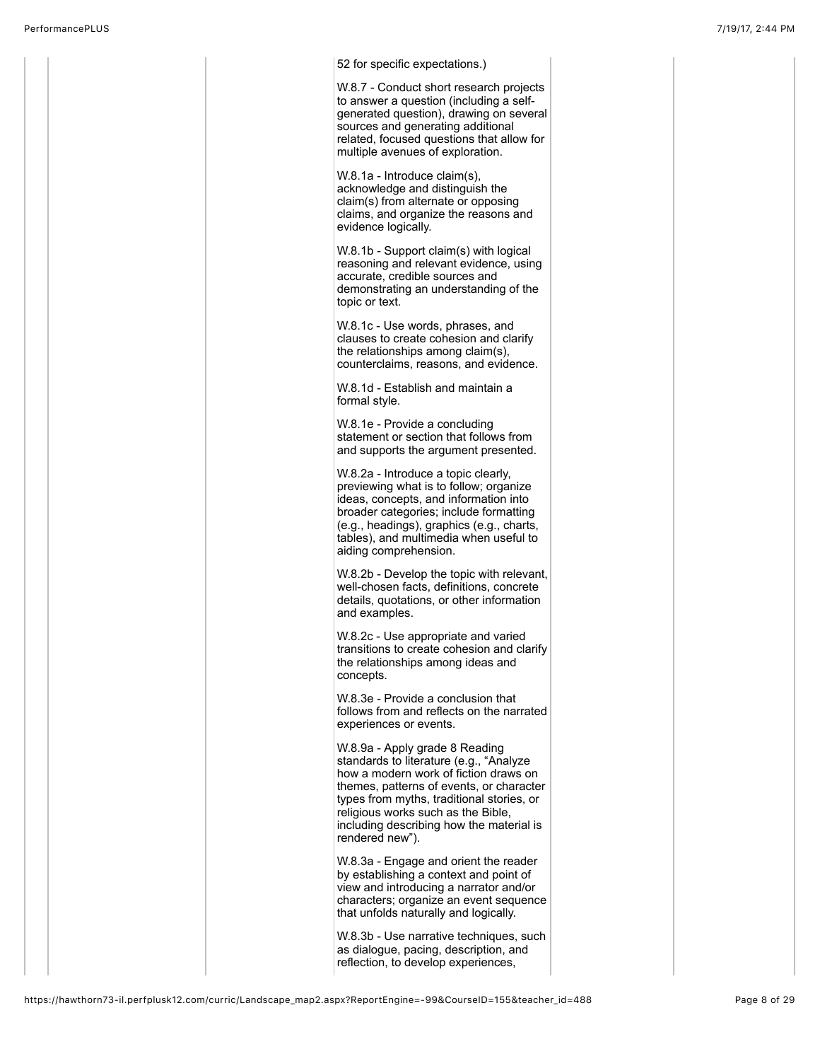52 for specific expectations.)

W.8.7 - Conduct short research projects to answer a question (including a self-generated question), drawing on several sources and generating additional related, focused questions that allow for multiple avenues of exploration.

W.8.1a - Introduce claim(s), acknowledge and distinguish the claim(s) from alternate or opposing claims, and organize the reasons and evidence logically.

W.8.1b - Support claim(s) with logical reasoning and relevant evidence, using accurate, credible sources and demonstrating an understanding of the topic or text.

W.8.1c - Use words, phrases, and clauses to create cohesion and clarify the relationships among claim(s), counterclaims, reasons, and evidence.

W.8.1d - Establish and maintain a formal style.

W.8.1e - Provide a concluding statement or section that follows from and supports the argument presented.

W.8.2a - Introduce a topic clearly, previewing what is to follow; organize ideas, concepts, and information into broader categories; include formatting (e.g., headings), graphics (e.g., charts, tables), and multimedia when useful to aiding comprehension.

W.8.2b - Develop the topic with relevant, well-chosen facts, definitions, concrete details, quotations, or other information and examples.

W.8.2c - Use appropriate and varied transitions to create cohesion and clarify the relationships among ideas and concepts.

W.8.3e - Provide a conclusion that follows from and reflects on the narrated experiences or events.

W.8.9a - Apply grade 8 Reading standards to literature (e.g., "Analyze how a modern work of fiction draws on themes, patterns of events, or character types from myths, traditional stories, or religious works such as the Bible, including describing how the material is rendered new").

W.8.3a - Engage and orient the reader by establishing a context and point of view and introducing a narrator and/or characters; organize an event sequence that unfolds naturally and logically.

W.8.3b - Use narrative techniques, such as dialogue, pacing, description, and reflection, to develop experiences,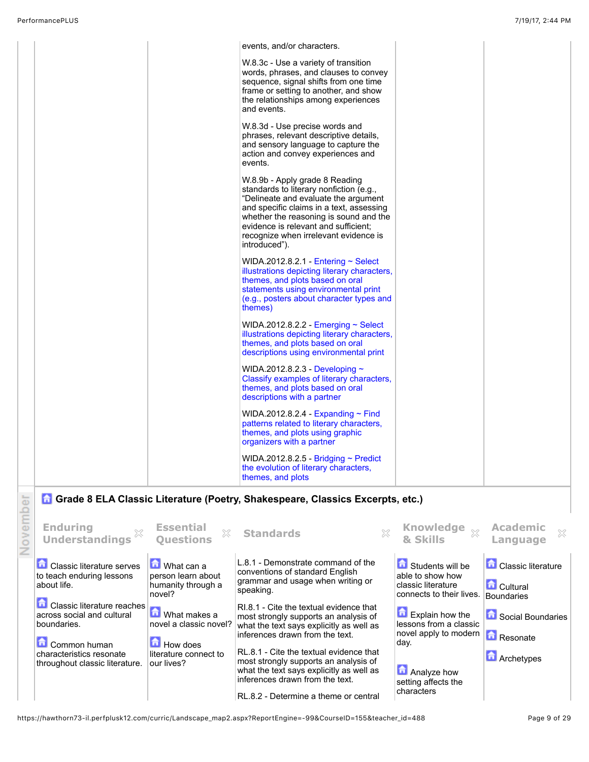| | | | | |
|---|---|---|---|---|
| | | events, and/or characters.<br><br>W.8.3c - Use a variety of transition words, phrases, and clauses to convey sequence, signal shifts from one time frame or setting to another, and show the relationships among experiences and events.<br><br>W.8.3d - Use precise words and phrases, relevant descriptive details, and sensory language to capture the action and convey experiences and events.<br><br>W.8.9b - Apply grade 8 Reading standards to literary nonfiction (e.g., "Delineate and evaluate the argument and specific claims in a text, assessing whether the reasoning is sound and the evidence is relevant and sufficient; recognize when irrelevant evidence is introduced").<br><br>WIDA.2012.8.2.1 - Entering ~ Select illustrations depicting literary characters, themes, and plots based on oral statements using environmental print (e.g., posters about character types and themes)<br><br>WIDA.2012.8.2.2 - Emerging ~ Select illustrations depicting literary characters, themes, and plots based on oral descriptions using environmental print<br><br>WIDA.2012.8.2.3 - Developing ~ Classify examples of literary characters, themes, and plots based on oral descriptions with a partner<br><br>WIDA.2012.8.2.4 - Expanding ~ Find patterns related to literary characters, themes, and plots using graphic organizers with a partner<br><br>WIDA.2012.8.2.5 - Bridging ~ Predict the evolution of literary characters, themes, and plots | | |

November

## Grade 8 ELA Classic Literature (Poetry, Shakespeare, Classics Excerpts, etc.)

| Enduring Understandings | Essential Questions | Standards | Knowledge & Skills | Academic Language |
|---|---|---|---|---|
| Classic literature serves to teach enduring lessons about life.<br><br>Classic literature reaches across social and cultural boundaries.<br><br>Common human characteristics resonate throughout classic literature. | What can a person learn about humanity through a novel?<br><br>What makes a novel a classic novel?<br><br>How does literature connect to our lives? | L.8.1 - Demonstrate command of the conventions of standard English grammar and usage when writing or speaking.<br><br>RI.8.1 - Cite the textual evidence that most strongly supports an analysis of what the text says explicitly as well as inferences drawn from the text.<br><br>RL.8.1 - Cite the textual evidence that most strongly supports an analysis of what the text says explicitly as well as inferences drawn from the text.<br><br>RL.8.2 - Determine a theme or central | Students will be able to show how classic literature connects to their lives.<br><br>Explain how the lessons from a classic novel apply to modern day.<br><br>Analyze how setting affects the characters | Classic literature<br><br>Cultural Boundaries<br><br>Social Boundaries<br><br>Resonate<br><br>Archetypes |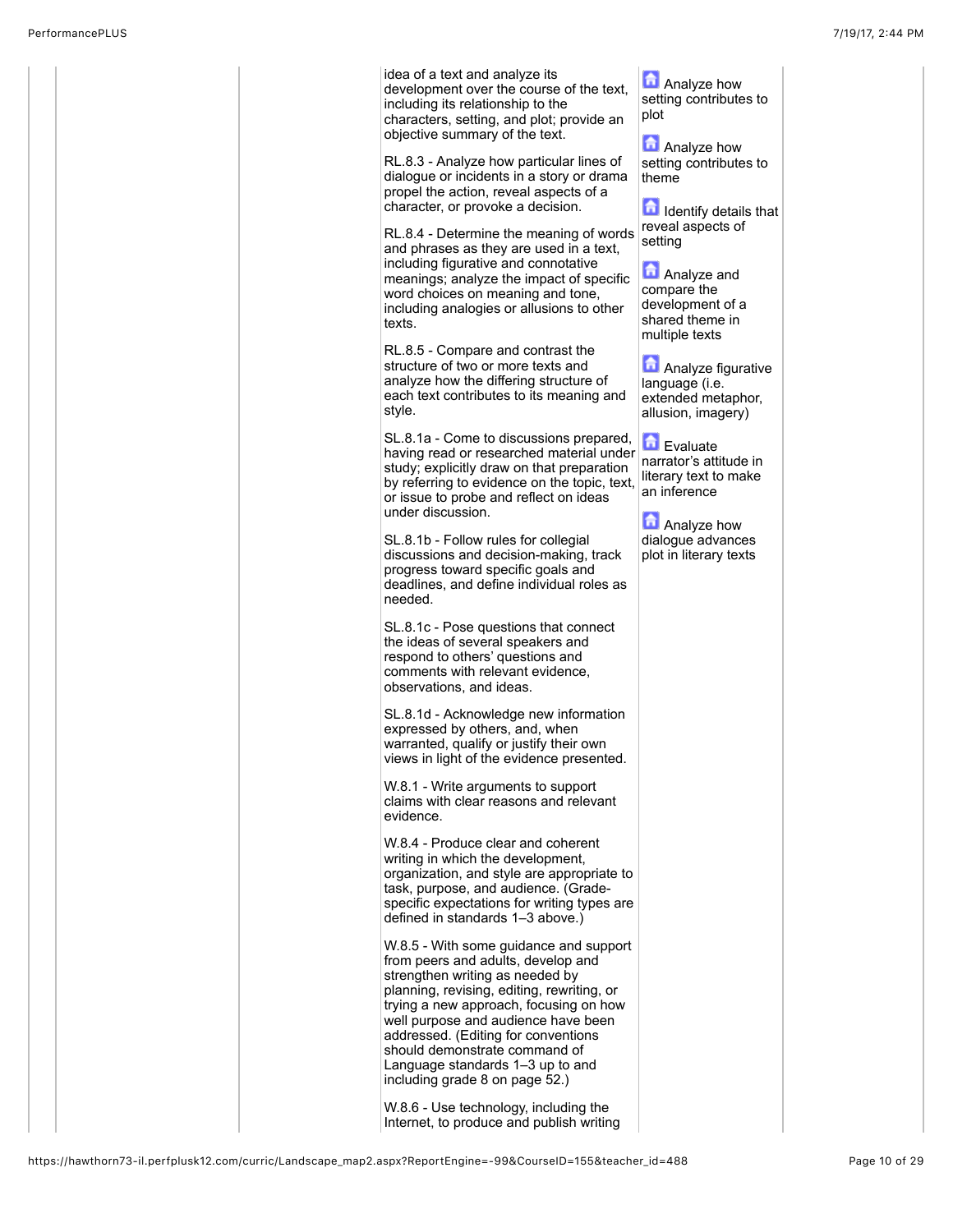| | | | | | |
|---|---|---|---|---|---|
| | | | idea of a text and analyze its development over the course of the text, including its relationship to the characters, setting, and plot; provide an objective summary of the text.<br><br>RL.8.3 - Analyze how particular lines of dialogue or incidents in a story or drama propel the action, reveal aspects of a character, or provoke a decision.<br><br>RL.8.4 - Determine the meaning of words and phrases as they are used in a text, including figurative and connotative meanings; analyze the impact of specific word choices on meaning and tone, including analogies or allusions to other texts.<br><br>RL.8.5 - Compare and contrast the structure of two or more texts and analyze how the differing structure of each text contributes to its meaning and style.<br><br>SL.8.1a - Come to discussions prepared, having read or researched material under study; explicitly draw on that preparation by referring to evidence on the topic, text, or issue to probe and reflect on ideas under discussion.<br><br>SL.8.1b - Follow rules for collegial discussions and decision-making, track progress toward specific goals and deadlines, and define individual roles as needed.<br><br>SL.8.1c - Pose questions that connect the ideas of several speakers and respond to others' questions and comments with relevant evidence, observations, and ideas.<br><br>SL.8.1d - Acknowledge new information expressed by others, and, when warranted, qualify or justify their own views in light of the evidence presented.<br><br>W.8.1 - Write arguments to support claims with clear reasons and relevant evidence.<br><br>W.8.4 - Produce clear and coherent writing in which the development, organization, and style are appropriate to task, purpose, and audience. (Grade-specific expectations for writing types are defined in standards 1–3 above.)<br><br>W.8.5 - With some guidance and support from peers and adults, develop and strengthen writing as needed by planning, revising, editing, rewriting, or trying a new approach, focusing on how well purpose and audience have been addressed. (Editing for conventions should demonstrate command of Language standards 1–3 up to and including grade 8 on page 52.)<br><br>W.8.6 - Use technology, including the Internet, to produce and publish writing | Analyze how setting contributes to plot<br><br>Analyze how setting contributes to theme<br><br>Identify details that reveal aspects of setting<br><br>Analyze and compare the development of a shared theme in multiple texts<br><br>Analyze figurative language (i.e. extended metaphor, allusion, imagery)<br><br>Evaluate narrator's attitude in literary text to make an inference<br><br>Analyze how dialogue advances plot in literary texts | |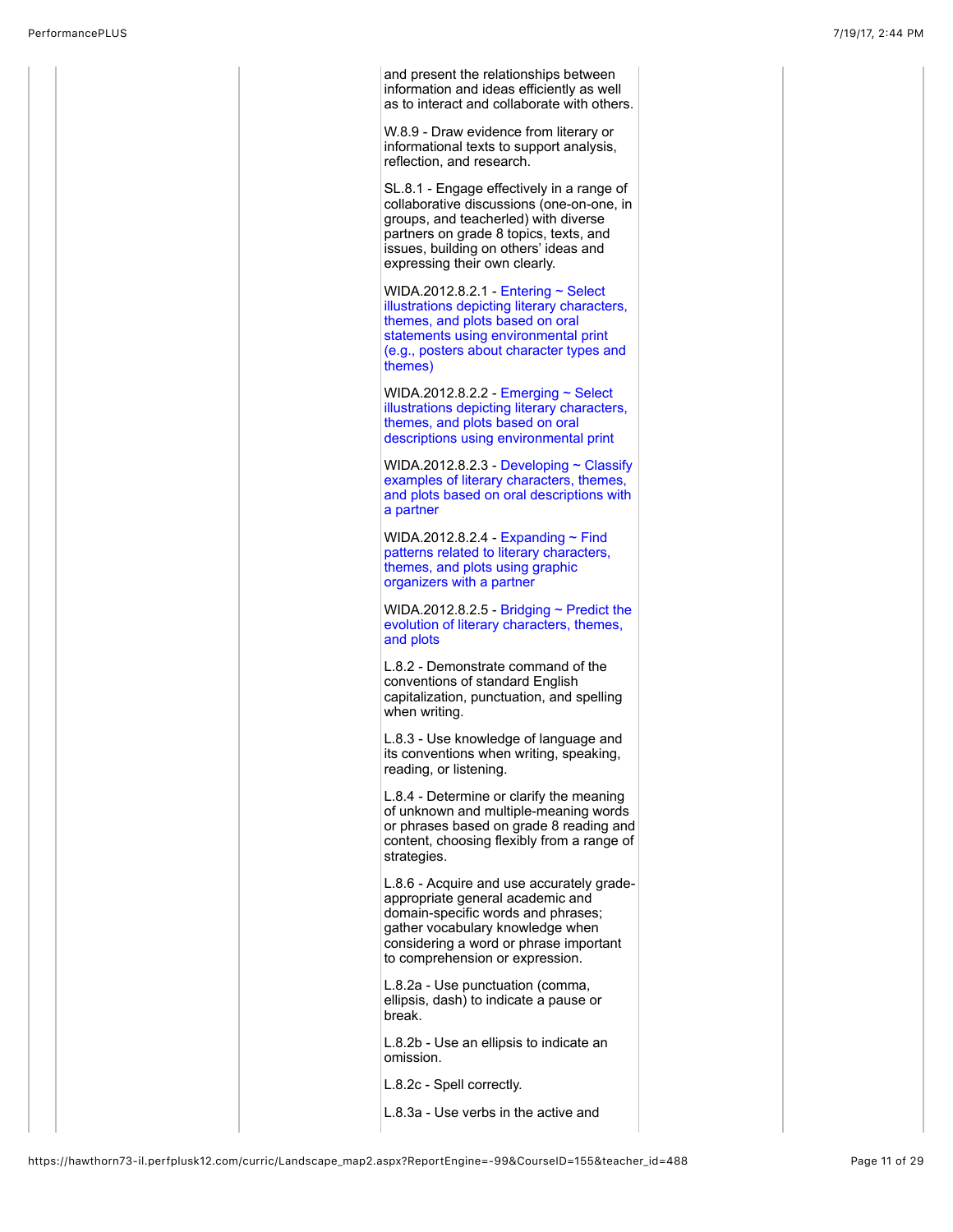and present the relationships between information and ideas efficiently as well as to interact and collaborate with others.

W.8.9 - Draw evidence from literary or informational texts to support analysis, reflection, and research.

SL.8.1 - Engage effectively in a range of collaborative discussions (one-on-one, in groups, and teacherled) with diverse partners on grade 8 topics, texts, and issues, building on others' ideas and expressing their own clearly.

WIDA.2012.8.2.1 - Entering ~ Select illustrations depicting literary characters, themes, and plots based on oral statements using environmental print (e.g., posters about character types and themes)

WIDA.2012.8.2.2 - Emerging ~ Select illustrations depicting literary characters, themes, and plots based on oral descriptions using environmental print

WIDA.2012.8.2.3 - Developing ~ Classify examples of literary characters, themes, and plots based on oral descriptions with a partner

WIDA.2012.8.2.4 - Expanding ~ Find patterns related to literary characters, themes, and plots using graphic organizers with a partner

WIDA.2012.8.2.5 - Bridging ~ Predict the evolution of literary characters, themes, and plots

L.8.2 - Demonstrate command of the conventions of standard English capitalization, punctuation, and spelling when writing.

L.8.3 - Use knowledge of language and its conventions when writing, speaking, reading, or listening.

L.8.4 - Determine or clarify the meaning of unknown and multiple-meaning words or phrases based on grade 8 reading and content, choosing flexibly from a range of strategies.

L.8.6 - Acquire and use accurately grade-appropriate general academic and domain-specific words and phrases; gather vocabulary knowledge when considering a word or phrase important to comprehension or expression.

L.8.2a - Use punctuation (comma, ellipsis, dash) to indicate a pause or break.

L.8.2b - Use an ellipsis to indicate an omission.

L.8.2c - Spell correctly.

L.8.3a - Use verbs in the active and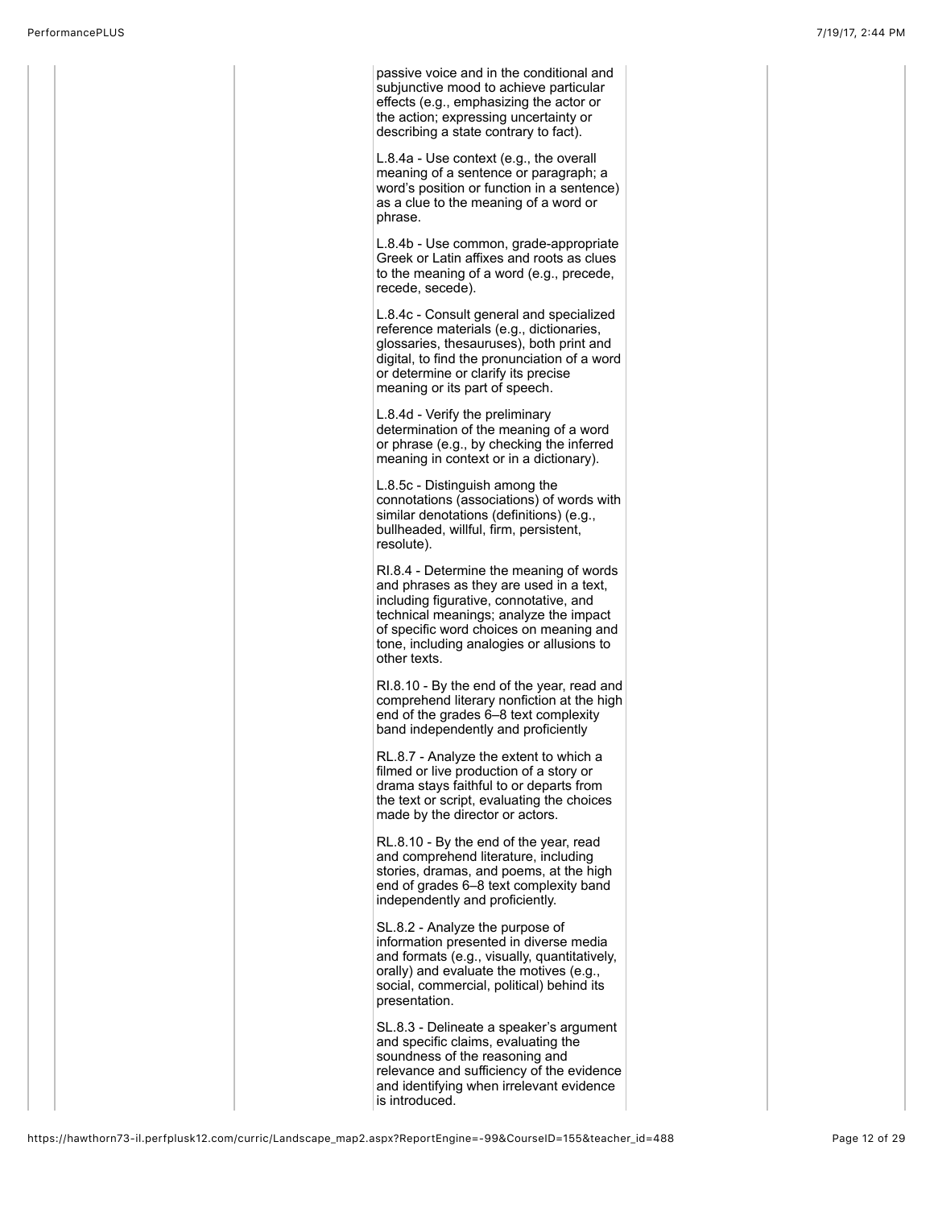passive voice and in the conditional and subjunctive mood to achieve particular effects (e.g., emphasizing the actor or the action; expressing uncertainty or describing a state contrary to fact).

L.8.4a - Use context (e.g., the overall meaning of a sentence or paragraph; a word's position or function in a sentence) as a clue to the meaning of a word or phrase.

L.8.4b - Use common, grade-appropriate Greek or Latin affixes and roots as clues to the meaning of a word (e.g., precede, recede, secede).

L.8.4c - Consult general and specialized reference materials (e.g., dictionaries, glossaries, thesauruses), both print and digital, to find the pronunciation of a word or determine or clarify its precise meaning or its part of speech.

L.8.4d - Verify the preliminary determination of the meaning of a word or phrase (e.g., by checking the inferred meaning in context or in a dictionary).

L.8.5c - Distinguish among the connotations (associations) of words with similar denotations (definitions) (e.g., bullheaded, willful, firm, persistent, resolute).

RI.8.4 - Determine the meaning of words and phrases as they are used in a text, including figurative, connotative, and technical meanings; analyze the impact of specific word choices on meaning and tone, including analogies or allusions to other texts.

RI.8.10 - By the end of the year, read and comprehend literary nonfiction at the high end of the grades 6–8 text complexity band independently and proficiently

RL.8.7 - Analyze the extent to which a filmed or live production of a story or drama stays faithful to or departs from the text or script, evaluating the choices made by the director or actors.

RL.8.10 - By the end of the year, read and comprehend literature, including stories, dramas, and poems, at the high end of grades 6–8 text complexity band independently and proficiently.

SL.8.2 - Analyze the purpose of information presented in diverse media and formats (e.g., visually, quantitatively, orally) and evaluate the motives (e.g., social, commercial, political) behind its presentation.

SL.8.3 - Delineate a speaker's argument and specific claims, evaluating the soundness of the reasoning and relevance and sufficiency of the evidence and identifying when irrelevant evidence is introduced.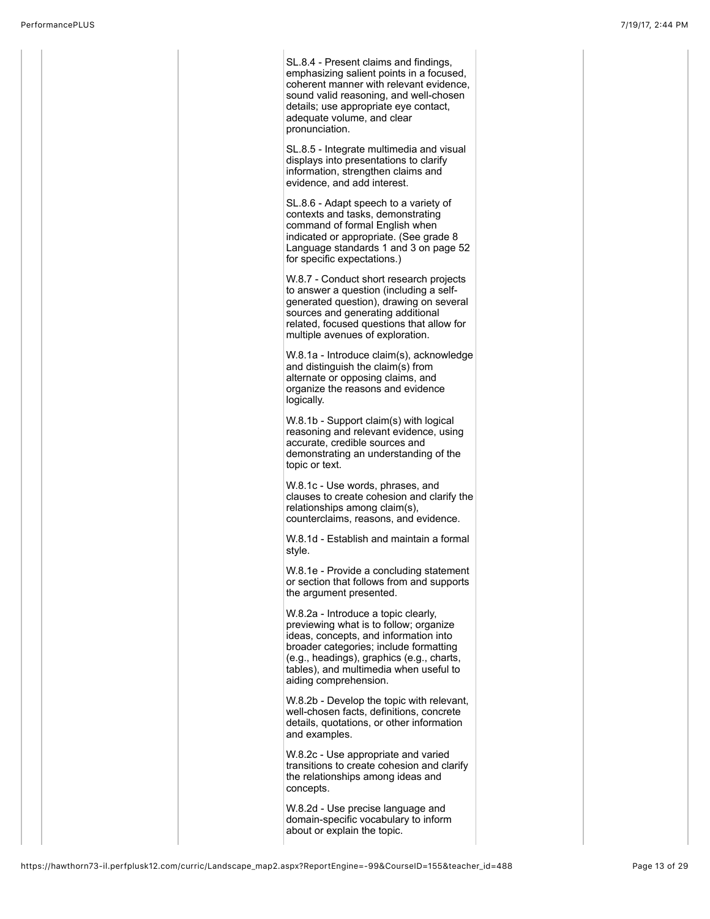SL.8.4 - Present claims and findings, emphasizing salient points in a focused, coherent manner with relevant evidence, sound valid reasoning, and well-chosen details; use appropriate eye contact, adequate volume, and clear pronunciation.

SL.8.5 - Integrate multimedia and visual displays into presentations to clarify information, strengthen claims and evidence, and add interest.

SL.8.6 - Adapt speech to a variety of contexts and tasks, demonstrating command of formal English when indicated or appropriate. (See grade 8 Language standards 1 and 3 on page 52 for specific expectations.)

W.8.7 - Conduct short research projects to answer a question (including a self-generated question), drawing on several sources and generating additional related, focused questions that allow for multiple avenues of exploration.

W.8.1a - Introduce claim(s), acknowledge and distinguish the claim(s) from alternate or opposing claims, and organize the reasons and evidence logically.

W.8.1b - Support claim(s) with logical reasoning and relevant evidence, using accurate, credible sources and demonstrating an understanding of the topic or text.

W.8.1c - Use words, phrases, and clauses to create cohesion and clarify the relationships among claim(s), counterclaims, reasons, and evidence.

W.8.1d - Establish and maintain a formal style.

W.8.1e - Provide a concluding statement or section that follows from and supports the argument presented.

W.8.2a - Introduce a topic clearly, previewing what is to follow; organize ideas, concepts, and information into broader categories; include formatting (e.g., headings), graphics (e.g., charts, tables), and multimedia when useful to aiding comprehension.

W.8.2b - Develop the topic with relevant, well-chosen facts, definitions, concrete details, quotations, or other information and examples.

W.8.2c - Use appropriate and varied transitions to create cohesion and clarify the relationships among ideas and concepts.

W.8.2d - Use precise language and domain-specific vocabulary to inform about or explain the topic.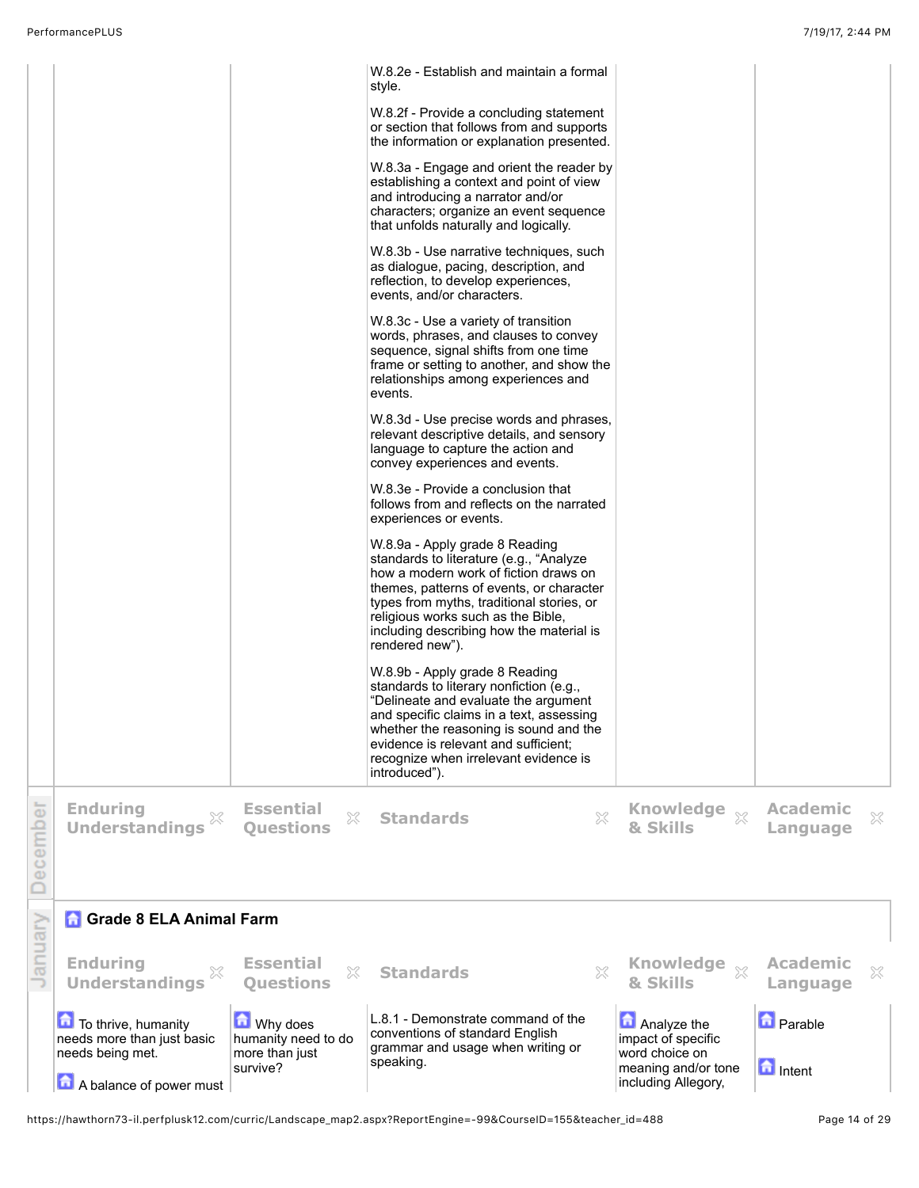| | | | | |
|---|---|---|---|---|
| | | W.8.2e - Establish and maintain a formal style.<br><br>W.8.2f - Provide a concluding statement or section that follows from and supports the information or explanation presented.<br><br>W.8.3a - Engage and orient the reader by establishing a context and point of view and introducing a narrator and/or characters; organize an event sequence that unfolds naturally and logically.<br><br>W.8.3b - Use narrative techniques, such as dialogue, pacing, description, and reflection, to develop experiences, events, and/or characters.<br><br>W.8.3c - Use a variety of transition words, phrases, and clauses to convey sequence, signal shifts from one time frame or setting to another, and show the relationships among experiences and events.<br><br>W.8.3d - Use precise words and phrases, relevant descriptive details, and sensory language to capture the action and convey experiences and events.<br><br>W.8.3e - Provide a conclusion that follows from and reflects on the narrated experiences or events.<br><br>W.8.9a - Apply grade 8 Reading standards to literature (e.g., "Analyze how a modern work of fiction draws on themes, patterns of events, or character types from myths, traditional stories, or religious works such as the Bible, including describing how the material is rendered new").<br><br>W.8.9b - Apply grade 8 Reading standards to literary nonfiction (e.g., "Delineate and evaluate the argument and specific claims in a text, assessing whether the reasoning is sound and the evidence is relevant and sufficient; recognize when irrelevant evidence is introduced"). | | |

**December**

| Enduring Understandings | Essential Questions | Standards | Knowledge & Skills | Academic Language |
|---|---|---|---|---|

**January**

### Grade 8 ELA Animal Farm

| Enduring Understandings | Essential Questions | Standards | Knowledge & Skills | Academic Language |
|---|---|---|---|---|
| To thrive, humanity needs more than just basic needs being met.<br><br>A balance of power must | Why does humanity need to do more than just survive? | L.8.1 - Demonstrate command of the conventions of standard English grammar and usage when writing or speaking. | Analyze the impact of specific word choice on meaning and/or tone including Allegory, | Parable<br><br>Intent |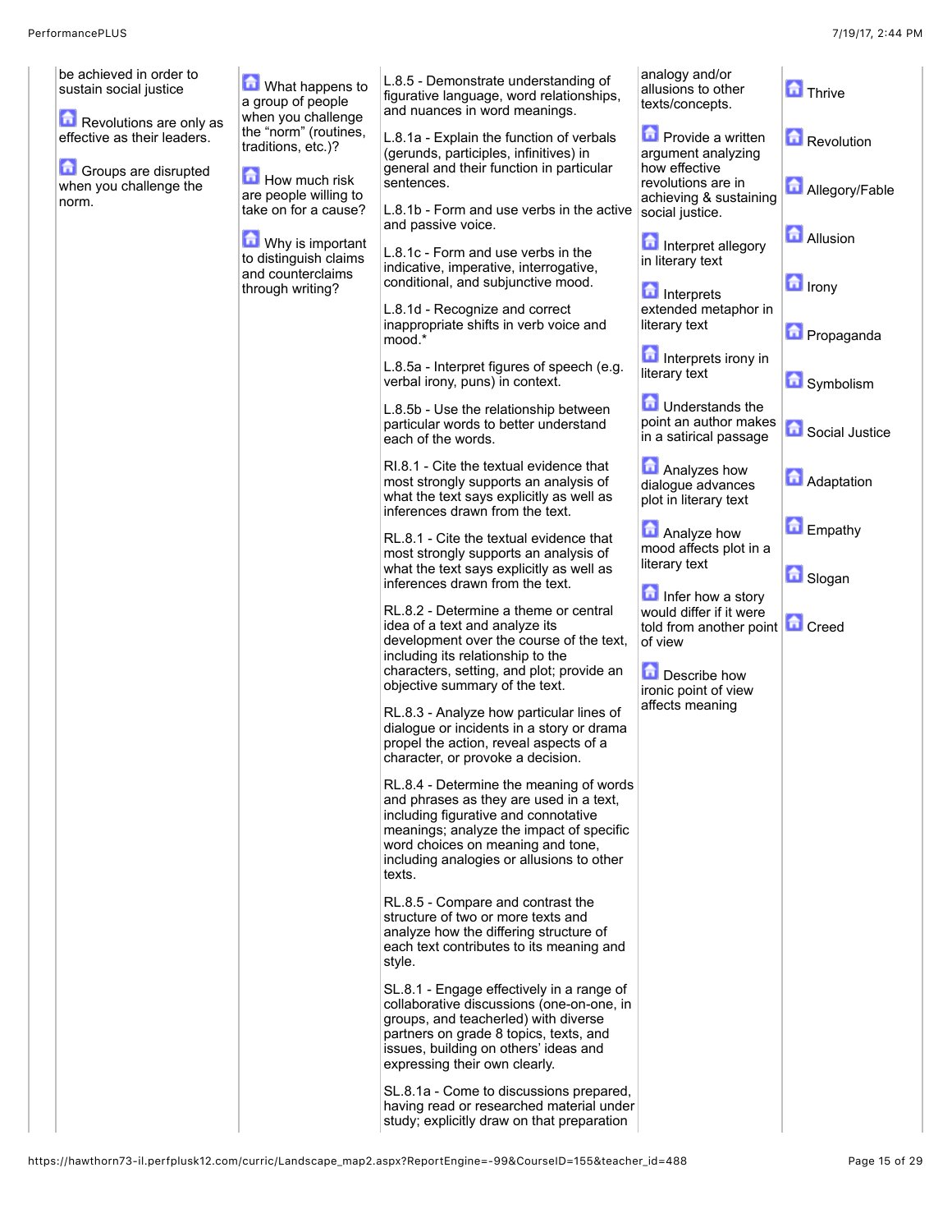| | | | | |
|---|---|---|---|---|
| be achieved in order to sustain social justice<br><br>Revolutions are only as effective as their leaders.<br><br>Groups are disrupted when you challenge the norm. | What happens to a group of people when you challenge the "norm" (routines, traditions, etc.)?<br><br>How much risk are people willing to take on for a cause?<br><br>Why is important to distinguish claims and counterclaims through writing? | L.8.5 - Demonstrate understanding of figurative language, word relationships, and nuances in word meanings.<br><br>L.8.1a - Explain the function of verbals (gerunds, participles, infinitives) in general and their function in particular sentences.<br><br>L.8.1b - Form and use verbs in the active and passive voice.<br><br>L.8.1c - Form and use verbs in the indicative, imperative, interrogative, conditional, and subjunctive mood.<br><br>L.8.1d - Recognize and correct inappropriate shifts in verb voice and mood.*<br><br>L.8.5a - Interpret figures of speech (e.g. verbal irony, puns) in context.<br><br>L.8.5b - Use the relationship between particular words to better understand each of the words.<br><br>RI.8.1 - Cite the textual evidence that most strongly supports an analysis of what the text says explicitly as well as inferences drawn from the text.<br><br>RL.8.1 - Cite the textual evidence that most strongly supports an analysis of what the text says explicitly as well as inferences drawn from the text.<br><br>RL.8.2 - Determine a theme or central idea of a text and analyze its development over the course of the text, including its relationship to the characters, setting, and plot; provide an objective summary of the text.<br><br>RL.8.3 - Analyze how particular lines of dialogue or incidents in a story or drama propel the action, reveal aspects of a character, or provoke a decision.<br><br>RL.8.4 - Determine the meaning of words and phrases as they are used in a text, including figurative and connotative meanings; analyze the impact of specific word choices on meaning and tone, including analogies or allusions to other texts.<br><br>RL.8.5 - Compare and contrast the structure of two or more texts and analyze how the differing structure of each text contributes to its meaning and style.<br><br>SL.8.1 - Engage effectively in a range of collaborative discussions (one-on-one, in groups, and teacherled) with diverse partners on grade 8 topics, texts, and issues, building on others' ideas and expressing their own clearly.<br><br>SL.8.1a - Come to discussions prepared, having read or researched material under study; explicitly draw on that preparation | analogy and/or allusions to other texts/concepts.<br><br>Provide a written argument analyzing how effective revolutions are in achieving & sustaining social justice.<br><br>Interpret allegory in literary text<br><br>Interprets extended metaphor in literary text<br><br>Interprets irony in literary text<br><br>Understands the point an author makes in a satirical passage<br><br>Analyzes how dialogue advances plot in literary text<br><br>Analyze how mood affects plot in a literary text<br><br>Infer how a story would differ if it were told from another point of view<br><br>Describe how ironic point of view affects meaning | Thrive<br><br>Revolution<br><br>Allegory/Fable<br><br>Allusion<br><br>Irony<br><br>Propaganda<br><br>Symbolism<br><br>Social Justice<br><br>Adaptation<br><br>Empathy<br><br>Slogan<br><br>Creed |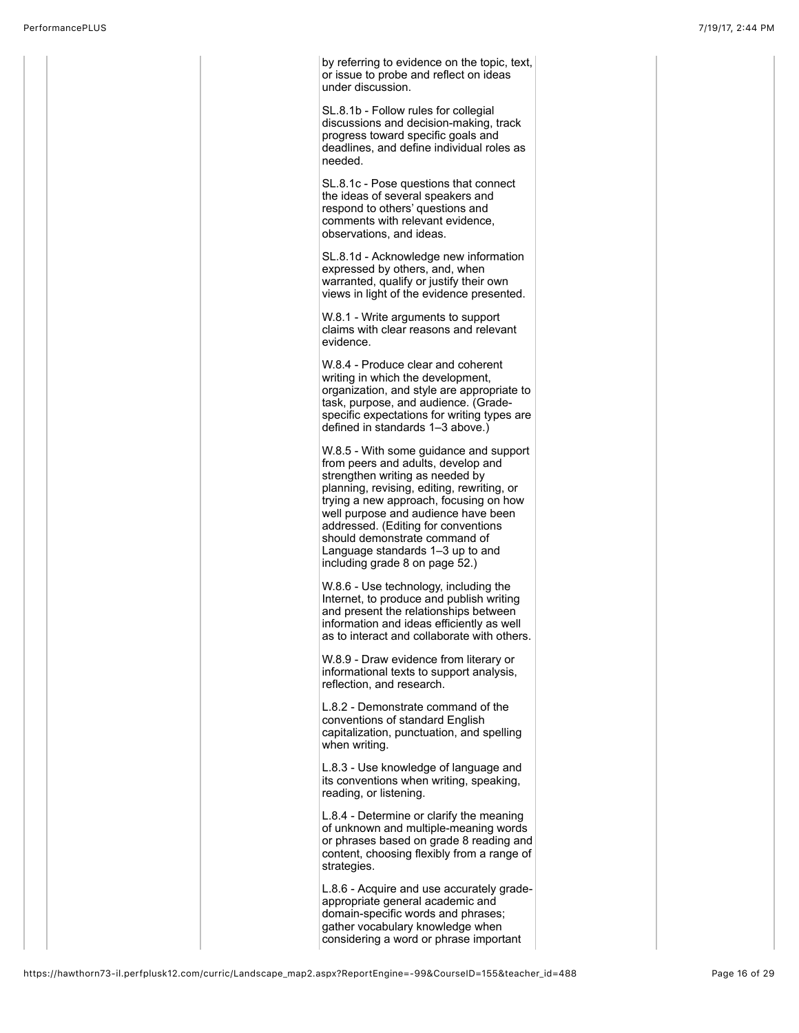by referring to evidence on the topic, text, or issue to probe and reflect on ideas under discussion.

SL.8.1b - Follow rules for collegial discussions and decision-making, track progress toward specific goals and deadlines, and define individual roles as needed.

SL.8.1c - Pose questions that connect the ideas of several speakers and respond to others' questions and comments with relevant evidence, observations, and ideas.

SL.8.1d - Acknowledge new information expressed by others, and, when warranted, qualify or justify their own views in light of the evidence presented.

W.8.1 - Write arguments to support claims with clear reasons and relevant evidence.

W.8.4 - Produce clear and coherent writing in which the development, organization, and style are appropriate to task, purpose, and audience. (Grade-specific expectations for writing types are defined in standards 1–3 above.)

W.8.5 - With some guidance and support from peers and adults, develop and strengthen writing as needed by planning, revising, editing, rewriting, or trying a new approach, focusing on how well purpose and audience have been addressed. (Editing for conventions should demonstrate command of Language standards 1–3 up to and including grade 8 on page 52.)

W.8.6 - Use technology, including the Internet, to produce and publish writing and present the relationships between information and ideas efficiently as well as to interact and collaborate with others.

W.8.9 - Draw evidence from literary or informational texts to support analysis, reflection, and research.

L.8.2 - Demonstrate command of the conventions of standard English capitalization, punctuation, and spelling when writing.

L.8.3 - Use knowledge of language and its conventions when writing, speaking, reading, or listening.

L.8.4 - Determine or clarify the meaning of unknown and multiple-meaning words or phrases based on grade 8 reading and content, choosing flexibly from a range of strategies.

L.8.6 - Acquire and use accurately grade-appropriate general academic and domain-specific words and phrases; gather vocabulary knowledge when considering a word or phrase important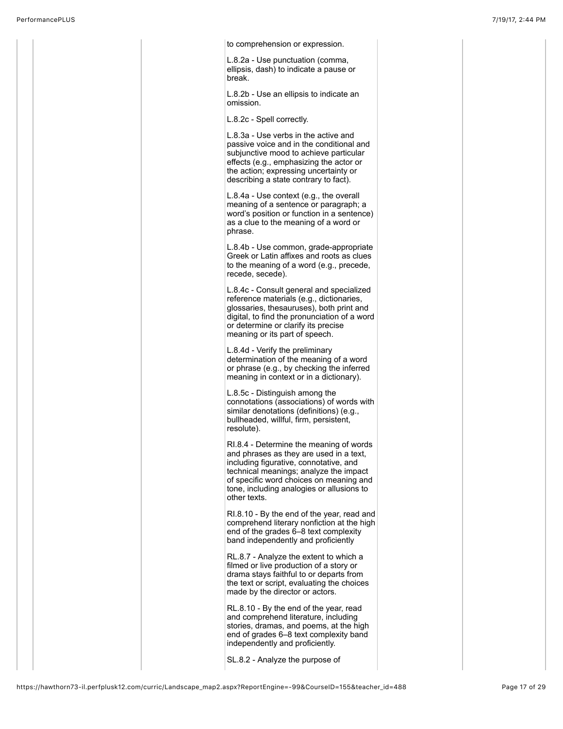to comprehension or expression.

L.8.2a - Use punctuation (comma, ellipsis, dash) to indicate a pause or break.

L.8.2b - Use an ellipsis to indicate an omission.

L.8.2c - Spell correctly.

L.8.3a - Use verbs in the active and passive voice and in the conditional and subjunctive mood to achieve particular effects (e.g., emphasizing the actor or the action; expressing uncertainty or describing a state contrary to fact).

L.8.4a - Use context (e.g., the overall meaning of a sentence or paragraph; a word's position or function in a sentence) as a clue to the meaning of a word or phrase.

L.8.4b - Use common, grade-appropriate Greek or Latin affixes and roots as clues to the meaning of a word (e.g., precede, recede, secede).

L.8.4c - Consult general and specialized reference materials (e.g., dictionaries, glossaries, thesauruses), both print and digital, to find the pronunciation of a word or determine or clarify its precise meaning or its part of speech.

L.8.4d - Verify the preliminary determination of the meaning of a word or phrase (e.g., by checking the inferred meaning in context or in a dictionary).

L.8.5c - Distinguish among the connotations (associations) of words with similar denotations (definitions) (e.g., bullheaded, willful, firm, persistent, resolute).

RI.8.4 - Determine the meaning of words and phrases as they are used in a text, including figurative, connotative, and technical meanings; analyze the impact of specific word choices on meaning and tone, including analogies or allusions to other texts.

RI.8.10 - By the end of the year, read and comprehend literary nonfiction at the high end of the grades 6–8 text complexity band independently and proficiently

RL.8.7 - Analyze the extent to which a filmed or live production of a story or drama stays faithful to or departs from the text or script, evaluating the choices made by the director or actors.

RL.8.10 - By the end of the year, read and comprehend literature, including stories, dramas, and poems, at the high end of grades 6–8 text complexity band independently and proficiently.

SL.8.2 - Analyze the purpose of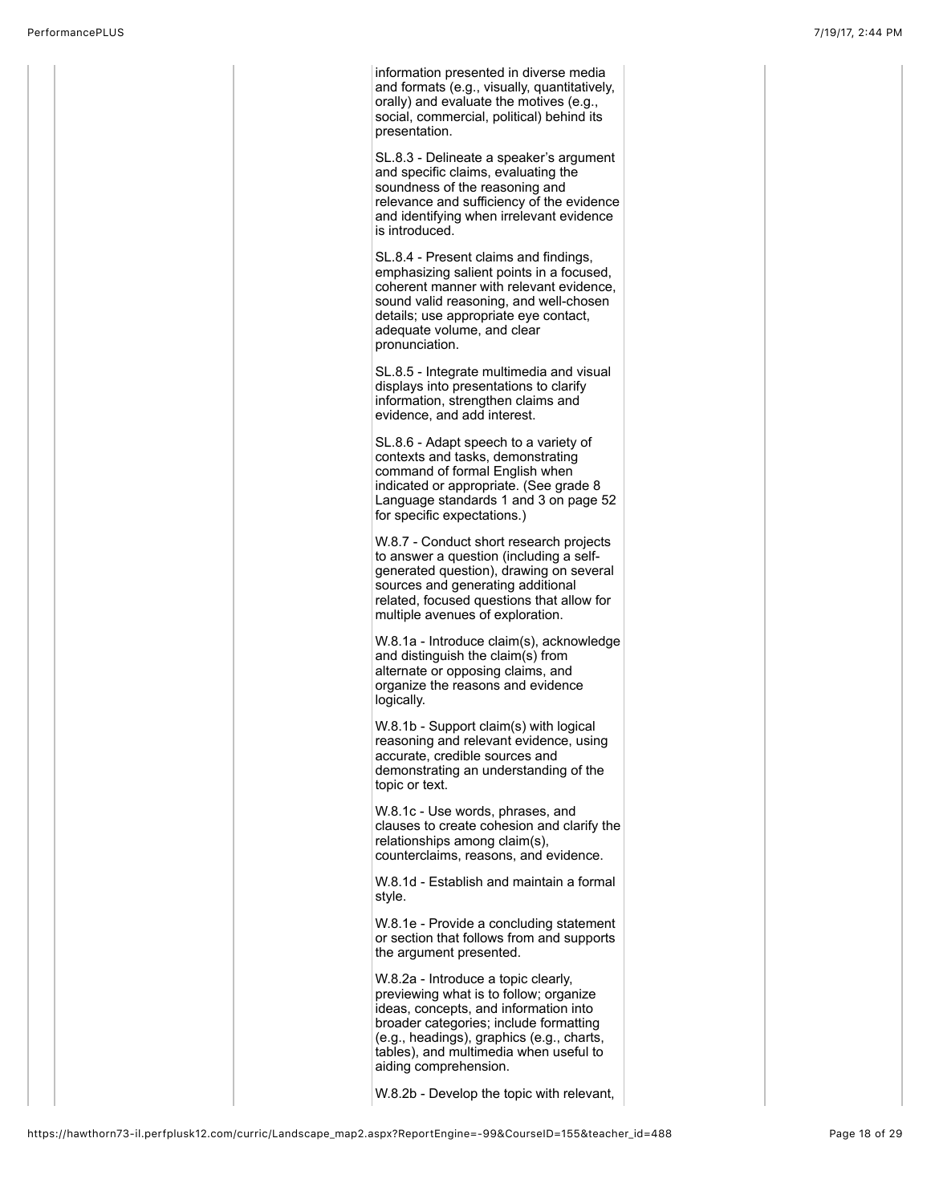information presented in diverse media and formats (e.g., visually, quantitatively, orally) and evaluate the motives (e.g., social, commercial, political) behind its presentation.

SL.8.3 - Delineate a speaker's argument and specific claims, evaluating the soundness of the reasoning and relevance and sufficiency of the evidence and identifying when irrelevant evidence is introduced.

SL.8.4 - Present claims and findings, emphasizing salient points in a focused, coherent manner with relevant evidence, sound valid reasoning, and well-chosen details; use appropriate eye contact, adequate volume, and clear pronunciation.

SL.8.5 - Integrate multimedia and visual displays into presentations to clarify information, strengthen claims and evidence, and add interest.

SL.8.6 - Adapt speech to a variety of contexts and tasks, demonstrating command of formal English when indicated or appropriate. (See grade 8 Language standards 1 and 3 on page 52 for specific expectations.)

W.8.7 - Conduct short research projects to answer a question (including a self-generated question), drawing on several sources and generating additional related, focused questions that allow for multiple avenues of exploration.

W.8.1a - Introduce claim(s), acknowledge and distinguish the claim(s) from alternate or opposing claims, and organize the reasons and evidence logically.

W.8.1b - Support claim(s) with logical reasoning and relevant evidence, using accurate, credible sources and demonstrating an understanding of the topic or text.

W.8.1c - Use words, phrases, and clauses to create cohesion and clarify the relationships among claim(s), counterclaims, reasons, and evidence.

W.8.1d - Establish and maintain a formal style.

W.8.1e - Provide a concluding statement or section that follows from and supports the argument presented.

W.8.2a - Introduce a topic clearly, previewing what is to follow; organize ideas, concepts, and information into broader categories; include formatting (e.g., headings), graphics (e.g., charts, tables), and multimedia when useful to aiding comprehension.

W.8.2b - Develop the topic with relevant,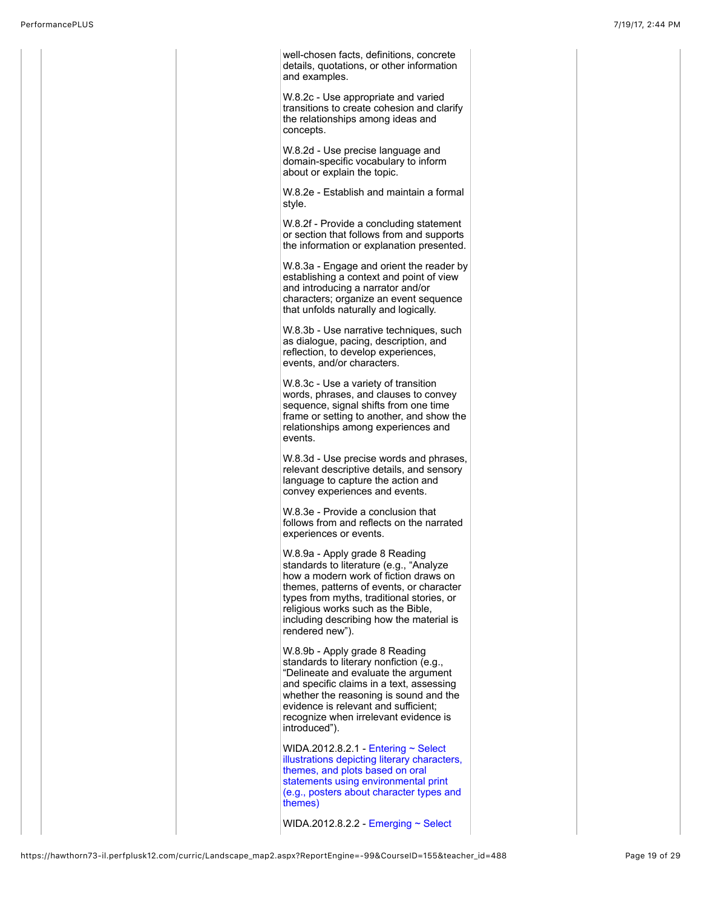well-chosen facts, definitions, concrete details, quotations, or other information and examples.

W.8.2c - Use appropriate and varied transitions to create cohesion and clarify the relationships among ideas and concepts.

W.8.2d - Use precise language and domain-specific vocabulary to inform about or explain the topic.

W.8.2e - Establish and maintain a formal style.

W.8.2f - Provide a concluding statement or section that follows from and supports the information or explanation presented.

W.8.3a - Engage and orient the reader by establishing a context and point of view and introducing a narrator and/or characters; organize an event sequence that unfolds naturally and logically.

W.8.3b - Use narrative techniques, such as dialogue, pacing, description, and reflection, to develop experiences, events, and/or characters.

W.8.3c - Use a variety of transition words, phrases, and clauses to convey sequence, signal shifts from one time frame or setting to another, and show the relationships among experiences and events.

W.8.3d - Use precise words and phrases, relevant descriptive details, and sensory language to capture the action and convey experiences and events.

W.8.3e - Provide a conclusion that follows from and reflects on the narrated experiences or events.

W.8.9a - Apply grade 8 Reading standards to literature (e.g., "Analyze how a modern work of fiction draws on themes, patterns of events, or character types from myths, traditional stories, or religious works such as the Bible, including describing how the material is rendered new").

W.8.9b - Apply grade 8 Reading standards to literary nonfiction (e.g., "Delineate and evaluate the argument and specific claims in a text, assessing whether the reasoning is sound and the evidence is relevant and sufficient; recognize when irrelevant evidence is introduced").

WIDA.2012.8.2.1 - Entering ~ Select illustrations depicting literary characters, themes, and plots based on oral statements using environmental print (e.g., posters about character types and themes)

WIDA.2012.8.2.2 - Emerging ~ Select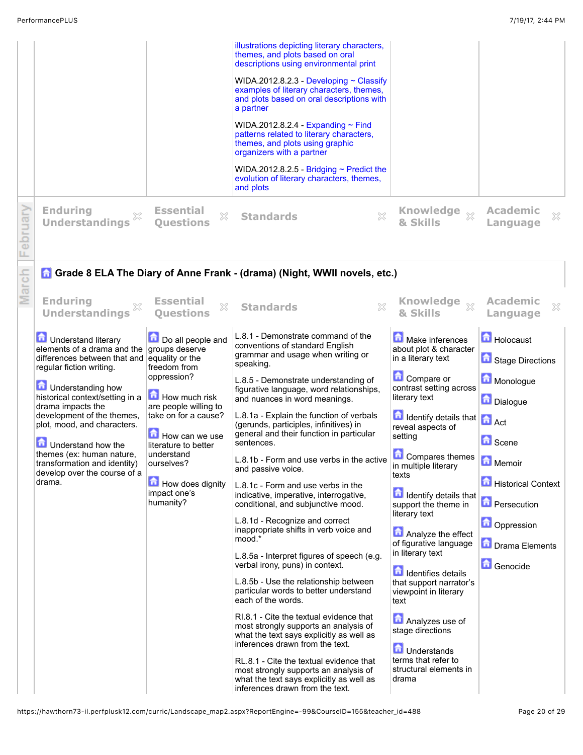| | | | | |
|---|---|---|---|---|
| | | illustrations depicting literary characters, themes, and plots based on oral descriptions using environmental print<br><br>WIDA.2012.8.2.3 - Developing ~ Classify examples of literary characters, themes, and plots based on oral descriptions with a partner<br><br>WIDA.2012.8.2.4 - Expanding ~ Find patterns related to literary characters, themes, and plots using graphic organizers with a partner<br><br>WIDA.2012.8.2.5 - Bridging ~ Predict the evolution of literary characters, themes, and plots | | |

**February**

| Enduring Understandings | Essential Questions | Standards | Knowledge & Skills | Academic Language |
|---|---|---|---|---|
| | | | | |

**March**

## Grade 8 ELA The Diary of Anne Frank - (drama) (Night, WWII novels, etc.)

| Enduring Understandings | Essential Questions | Standards | Knowledge & Skills | Academic Language |
|---|---|---|---|---|
| Understand literary elements of a drama and the differences between that and regular fiction writing.<br><br>Understanding how historical context/setting in a drama impacts the development of the themes, plot, mood, and characters.<br><br>Understand how the themes (ex: human nature, transformation and identity) develop over the course of a drama. | Do all people and groups deserve equality or the freedom from oppression?<br><br>How much risk are people willing to take on for a cause?<br><br>How can we use literature to better understand ourselves?<br><br>How does dignity impact one's humanity? | L.8.1 - Demonstrate command of the conventions of standard English grammar and usage when writing or speaking.<br><br>L.8.5 - Demonstrate understanding of figurative language, word relationships, and nuances in word meanings.<br><br>L.8.1a - Explain the function of verbals (gerunds, participles, infinitives) in general and their function in particular sentences.<br><br>L.8.1b - Form and use verbs in the active and passive voice.<br><br>L.8.1c - Form and use verbs in the indicative, imperative, interrogative, conditional, and subjunctive mood.<br><br>L.8.1d - Recognize and correct inappropriate shifts in verb voice and mood.*<br><br>L.8.5a - Interpret figures of speech (e.g. verbal irony, puns) in context.<br><br>L.8.5b - Use the relationship between particular words to better understand each of the words.<br><br>RI.8.1 - Cite the textual evidence that most strongly supports an analysis of what the text says explicitly as well as inferences drawn from the text.<br><br>RL.8.1 - Cite the textual evidence that most strongly supports an analysis of what the text says explicitly as well as inferences drawn from the text. | Make inferences about plot & character in a literary text<br><br>Compare or contrast setting across literary text<br><br>Identify details that reveal aspects of setting<br><br>Compares themes in multiple literary texts<br><br>Identify details that support the theme in literary text<br><br>Analyze the effect of figurative language in literary text<br><br>Identifies details that support narrator's viewpoint in literary text<br><br>Analyzes use of stage directions<br><br>Understands terms that refer to structural elements in drama | Holocaust<br><br>Stage Directions<br><br>Monologue<br><br>Dialogue<br><br>Act<br><br>Scene<br><br>Memoir<br><br>Historical Context<br><br>Persecution<br><br>Oppression<br><br>Drama Elements<br><br>Genocide |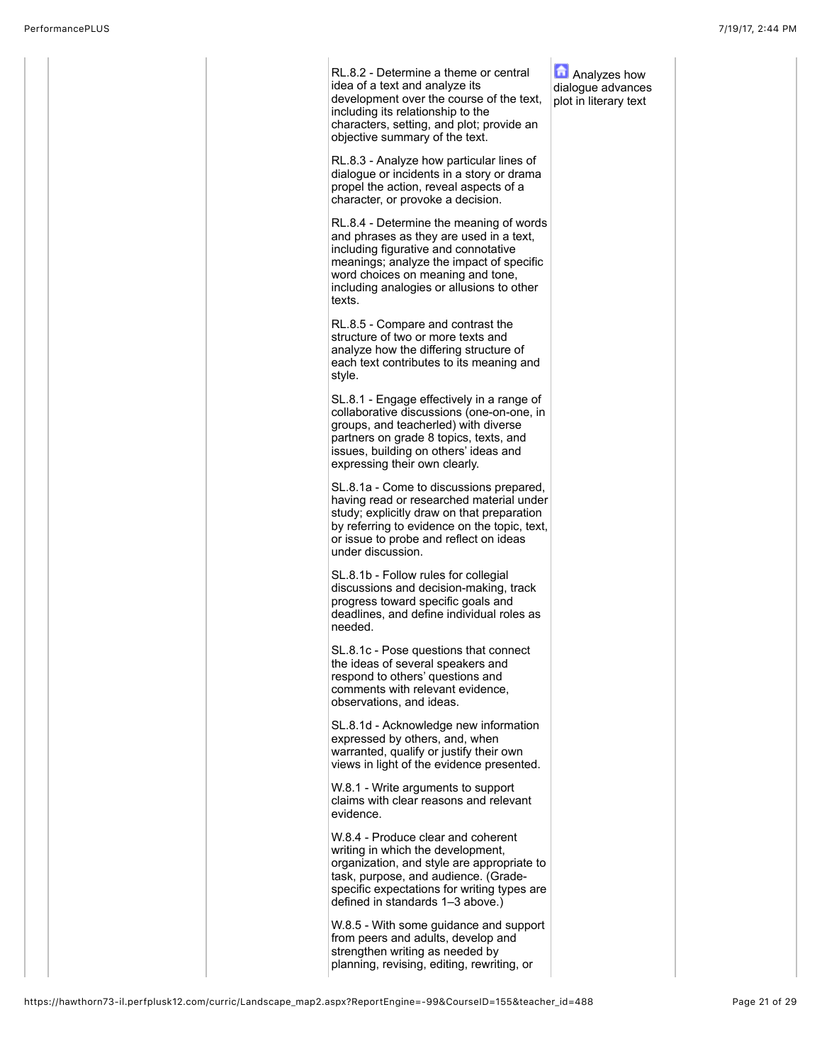| | | | | |
|---|---|---|---|---|
| | | RL.8.2 - Determine a theme or central idea of a text and analyze its development over the course of the text, including its relationship to the characters, setting, and plot; provide an objective summary of the text.<br><br>RL.8.3 - Analyze how particular lines of dialogue or incidents in a story or drama propel the action, reveal aspects of a character, or provoke a decision.<br><br>RL.8.4 - Determine the meaning of words and phrases as they are used in a text, including figurative and connotative meanings; analyze the impact of specific word choices on meaning and tone, including analogies or allusions to other texts.<br><br>RL.8.5 - Compare and contrast the structure of two or more texts and analyze how the differing structure of each text contributes to its meaning and style.<br><br>SL.8.1 - Engage effectively in a range of collaborative discussions (one-on-one, in groups, and teacherled) with diverse partners on grade 8 topics, texts, and issues, building on others' ideas and expressing their own clearly.<br><br>SL.8.1a - Come to discussions prepared, having read or researched material under study; explicitly draw on that preparation by referring to evidence on the topic, text, or issue to probe and reflect on ideas under discussion.<br><br>SL.8.1b - Follow rules for collegial discussions and decision-making, track progress toward specific goals and deadlines, and define individual roles as needed.<br><br>SL.8.1c - Pose questions that connect the ideas of several speakers and respond to others' questions and comments with relevant evidence, observations, and ideas.<br><br>SL.8.1d - Acknowledge new information expressed by others, and, when warranted, qualify or justify their own views in light of the evidence presented.<br><br>W.8.1 - Write arguments to support claims with clear reasons and relevant evidence.<br><br>W.8.4 - Produce clear and coherent writing in which the development, organization, and style are appropriate to task, purpose, and audience. (Grade-specific expectations for writing types are defined in standards 1–3 above.)<br><br>W.8.5 - With some guidance and support from peers and adults, develop and strengthen writing as needed by planning, revising, editing, rewriting, or | Analyzes how dialogue advances plot in literary text | |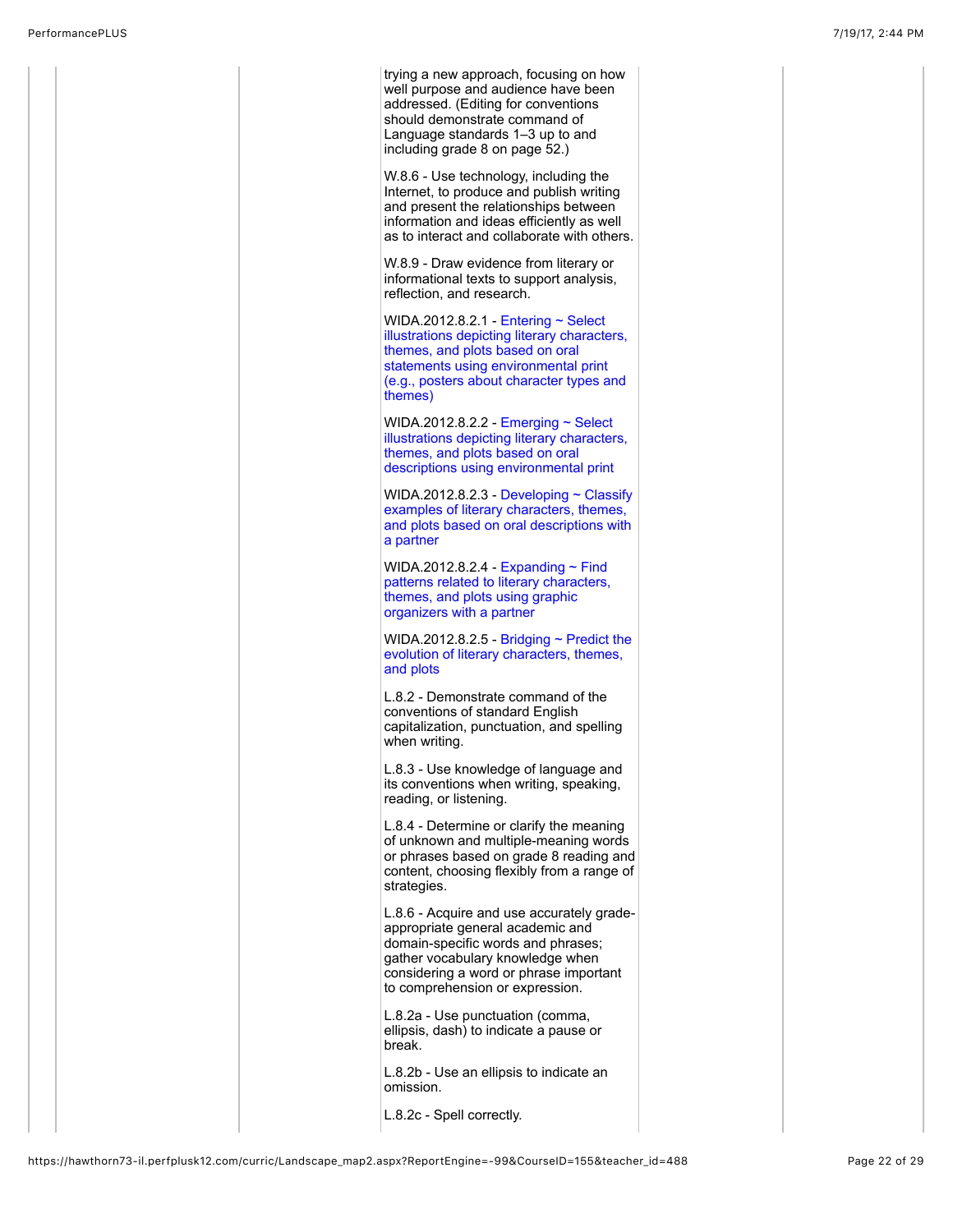trying a new approach, focusing on how well purpose and audience have been addressed. (Editing for conventions should demonstrate command of Language standards 1–3 up to and including grade 8 on page 52.)

W.8.6 - Use technology, including the Internet, to produce and publish writing and present the relationships between information and ideas efficiently as well as to interact and collaborate with others.

W.8.9 - Draw evidence from literary or informational texts to support analysis, reflection, and research.

WIDA.2012.8.2.1 - Entering ~ Select illustrations depicting literary characters, themes, and plots based on oral statements using environmental print (e.g., posters about character types and themes)

WIDA.2012.8.2.2 - Emerging ~ Select illustrations depicting literary characters, themes, and plots based on oral descriptions using environmental print

WIDA.2012.8.2.3 - Developing ~ Classify examples of literary characters, themes, and plots based on oral descriptions with a partner

WIDA.2012.8.2.4 - Expanding ~ Find patterns related to literary characters, themes, and plots using graphic organizers with a partner

WIDA.2012.8.2.5 - Bridging ~ Predict the evolution of literary characters, themes, and plots

L.8.2 - Demonstrate command of the conventions of standard English capitalization, punctuation, and spelling when writing.

L.8.3 - Use knowledge of language and its conventions when writing, speaking, reading, or listening.

L.8.4 - Determine or clarify the meaning of unknown and multiple-meaning words or phrases based on grade 8 reading and content, choosing flexibly from a range of strategies.

L.8.6 - Acquire and use accurately grade-appropriate general academic and domain-specific words and phrases; gather vocabulary knowledge when considering a word or phrase important to comprehension or expression.

L.8.2a - Use punctuation (comma, ellipsis, dash) to indicate a pause or break.

L.8.2b - Use an ellipsis to indicate an omission.

L.8.2c - Spell correctly.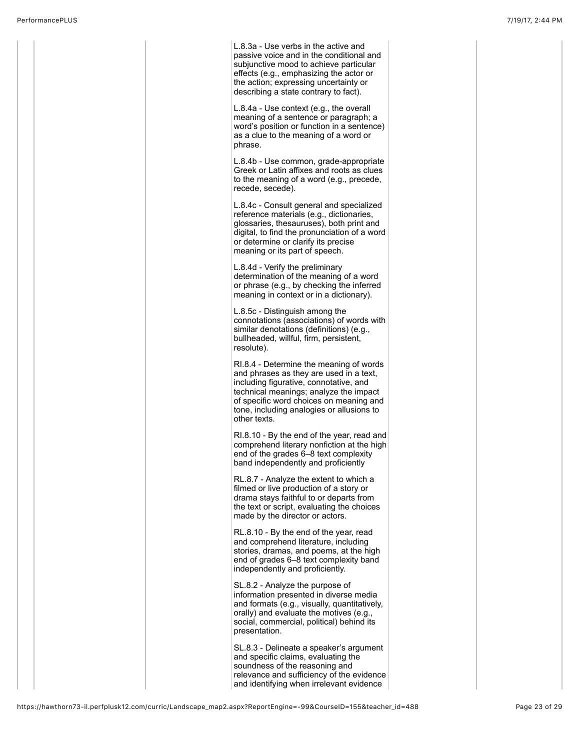L.8.3a - Use verbs in the active and passive voice and in the conditional and subjunctive mood to achieve particular effects (e.g., emphasizing the actor or the action; expressing uncertainty or describing a state contrary to fact).

L.8.4a - Use context (e.g., the overall meaning of a sentence or paragraph; a word's position or function in a sentence) as a clue to the meaning of a word or phrase.

L.8.4b - Use common, grade-appropriate Greek or Latin affixes and roots as clues to the meaning of a word (e.g., precede, recede, secede).

L.8.4c - Consult general and specialized reference materials (e.g., dictionaries, glossaries, thesauruses), both print and digital, to find the pronunciation of a word or determine or clarify its precise meaning or its part of speech.

L.8.4d - Verify the preliminary determination of the meaning of a word or phrase (e.g., by checking the inferred meaning in context or in a dictionary).

L.8.5c - Distinguish among the connotations (associations) of words with similar denotations (definitions) (e.g., bullheaded, willful, firm, persistent, resolute).

RI.8.4 - Determine the meaning of words and phrases as they are used in a text, including figurative, connotative, and technical meanings; analyze the impact of specific word choices on meaning and tone, including analogies or allusions to other texts.

RI.8.10 - By the end of the year, read and comprehend literary nonfiction at the high end of the grades 6–8 text complexity band independently and proficiently

RL.8.7 - Analyze the extent to which a filmed or live production of a story or drama stays faithful to or departs from the text or script, evaluating the choices made by the director or actors.

RL.8.10 - By the end of the year, read and comprehend literature, including stories, dramas, and poems, at the high end of grades 6–8 text complexity band independently and proficiently.

SL.8.2 - Analyze the purpose of information presented in diverse media and formats (e.g., visually, quantitatively, orally) and evaluate the motives (e.g., social, commercial, political) behind its presentation.

SL.8.3 - Delineate a speaker's argument and specific claims, evaluating the soundness of the reasoning and relevance and sufficiency of the evidence and identifying when irrelevant evidence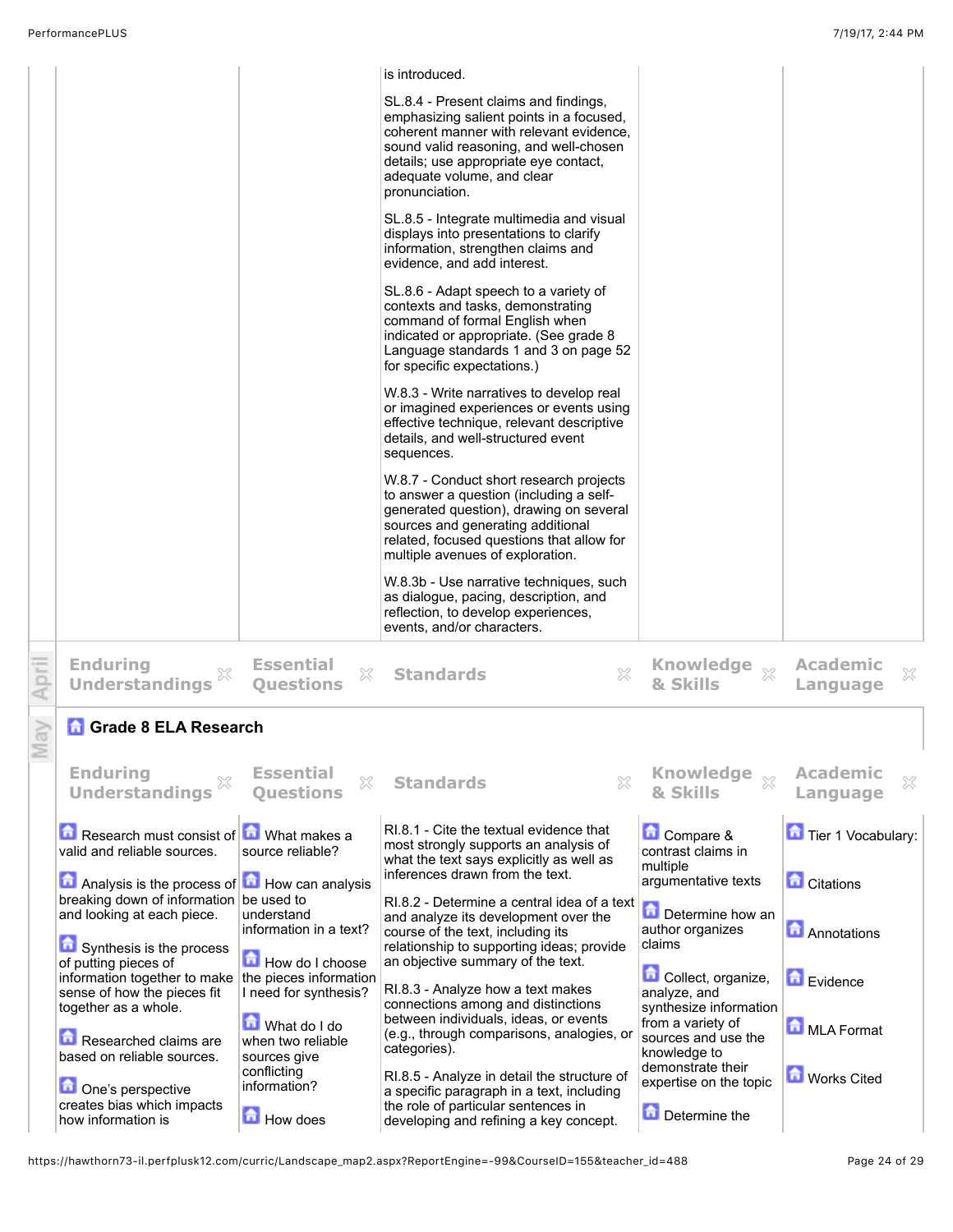| Enduring Understandings | Essential Questions | Standards | Knowledge & Skills | Academic Language |
|---|---|---|---|---|
| | | is introduced. | | |
| | | SL.8.4 - Present claims and findings, emphasizing salient points in a focused, coherent manner with relevant evidence, sound valid reasoning, and well-chosen details; use appropriate eye contact, adequate volume, and clear pronunciation. | | |
| | | SL.8.5 - Integrate multimedia and visual displays into presentations to clarify information, strengthen claims and evidence, and add interest. | | |
| | | SL.8.6 - Adapt speech to a variety of contexts and tasks, demonstrating command of formal English when indicated or appropriate. (See grade 8 Language standards 1 and 3 on page 52 for specific expectations.) | | |
| | | W.8.3 - Write narratives to develop real or imagined experiences or events using effective technique, relevant descriptive details, and well-structured event sequences. | | |
| | | W.8.7 - Conduct short research projects to answer a question (including a self-generated question), drawing on several sources and generating additional related, focused questions that allow for multiple avenues of exploration. | | |
| | | W.8.3b - Use narrative techniques, such as dialogue, pacing, description, and reflection, to develop experiences, events, and/or characters. | | |

April

May

## Grade 8 ELA Research

| Enduring Understandings | Essential Questions | Standards | Knowledge & Skills | Academic Language |
|---|---|---|---|---|
| Research must consist of valid and reliable sources. | What makes a source reliable? | RI.8.1 - Cite the textual evidence that most strongly supports an analysis of what the text says explicitly as well as inferences drawn from the text. | Compare & contrast claims in multiple argumentative texts | Tier 1 Vocabulary: |
| Analysis is the process of breaking down of information and looking at each piece. | How can analysis be used to understand information in a text? | RI.8.2 - Determine a central idea of a text and analyze its development over the course of the text, including its relationship to supporting ideas; provide an objective summary of the text. | Determine how an author organizes claims | Citations |
| Synthesis is the process of putting pieces of information together to make sense of how the pieces fit together as a whole. | How do I choose the pieces information I need for synthesis? | RI.8.3 - Analyze how a text makes connections among and distinctions between individuals, ideas, or events (e.g., through comparisons, analogies, or categories). | Collect, organize, analyze, and synthesize information from a variety of sources and use the knowledge to demonstrate their expertise on the topic | Annotations |
| Researched claims are based on reliable sources. | What do I do when two reliable sources give conflicting information? | RI.8.5 - Analyze in detail the structure of a specific paragraph in a text, including the role of particular sentences in developing and refining a key concept. | Determine the | Evidence |
| One's perspective creates bias which impacts how information is | How does | | | MLA Format |
| | | | | Works Cited |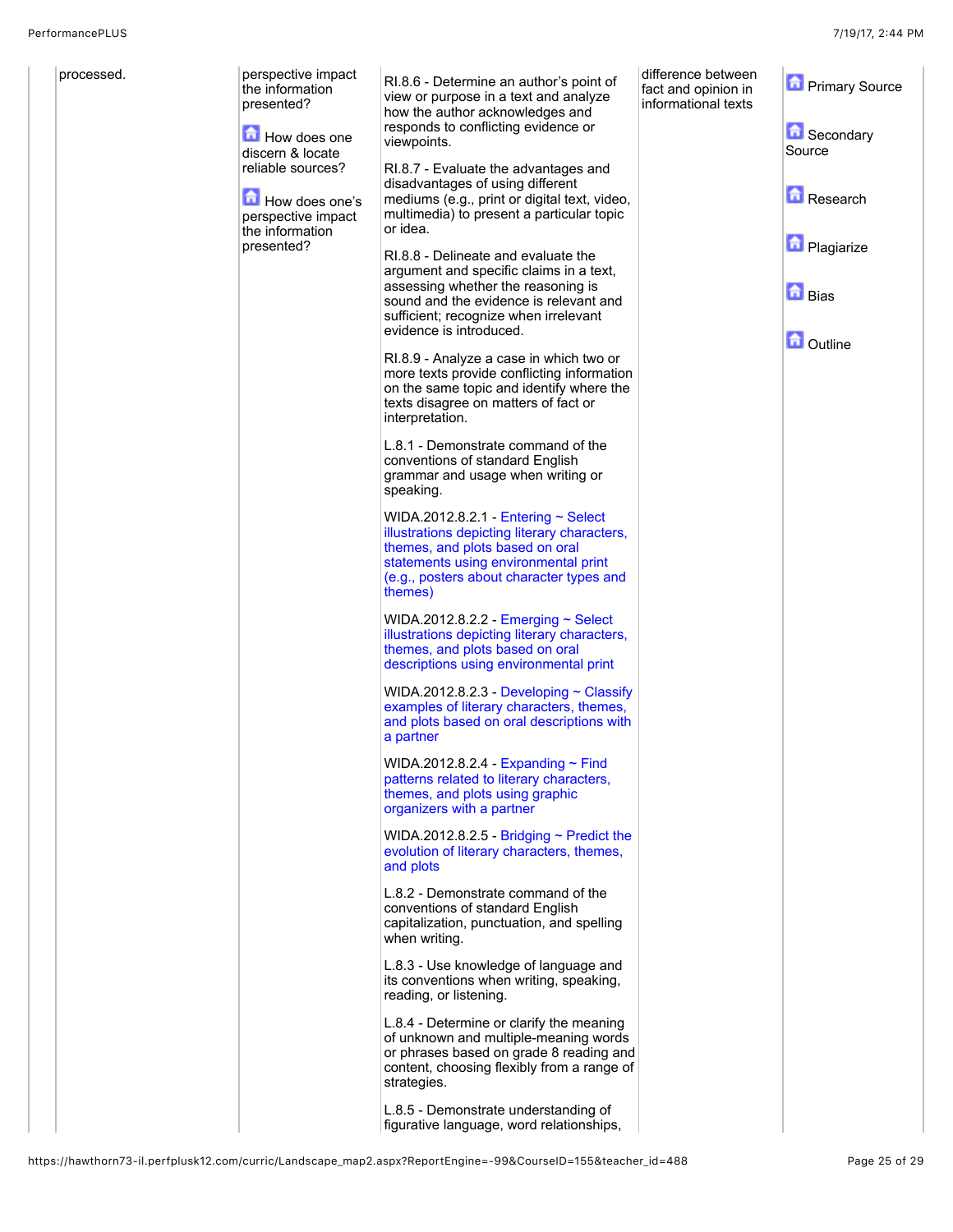| | | | | |
|---|---|---|---|---|
| processed. | perspective impact the information presented?<br><br>How does one discern & locate reliable sources?<br><br>How does one's perspective impact the information presented? | RI.8.6 - Determine an author's point of view or purpose in a text and analyze how the author acknowledges and responds to conflicting evidence or viewpoints.<br><br>RI.8.7 - Evaluate the advantages and disadvantages of using different mediums (e.g., print or digital text, video, multimedia) to present a particular topic or idea.<br><br>RI.8.8 - Delineate and evaluate the argument and specific claims in a text, assessing whether the reasoning is sound and the evidence is relevant and sufficient; recognize when irrelevant evidence is introduced.<br><br>RI.8.9 - Analyze a case in which two or more texts provide conflicting information on the same topic and identify where the texts disagree on matters of fact or interpretation.<br><br>L.8.1 - Demonstrate command of the conventions of standard English grammar and usage when writing or speaking.<br><br>WIDA.2012.8.2.1 - Entering ~ Select illustrations depicting literary characters, themes, and plots based on oral statements using environmental print (e.g., posters about character types and themes)<br><br>WIDA.2012.8.2.2 - Emerging ~ Select illustrations depicting literary characters, themes, and plots based on oral descriptions using environmental print<br><br>WIDA.2012.8.2.3 - Developing ~ Classify examples of literary characters, themes, and plots based on oral descriptions with a partner<br><br>WIDA.2012.8.2.4 - Expanding ~ Find patterns related to literary characters, themes, and plots using graphic organizers with a partner<br><br>WIDA.2012.8.2.5 - Bridging ~ Predict the evolution of literary characters, themes, and plots<br><br>L.8.2 - Demonstrate command of the conventions of standard English capitalization, punctuation, and spelling when writing.<br><br>L.8.3 - Use knowledge of language and its conventions when writing, speaking, reading, or listening.<br><br>L.8.4 - Determine or clarify the meaning of unknown and multiple-meaning words or phrases based on grade 8 reading and content, choosing flexibly from a range of strategies.<br><br>L.8.5 - Demonstrate understanding of figurative language, word relationships, | difference between fact and opinion in informational texts | Primary Source<br><br>Secondary Source<br><br>Research<br><br>Plagiarize<br><br>Bias<br><br>Outline |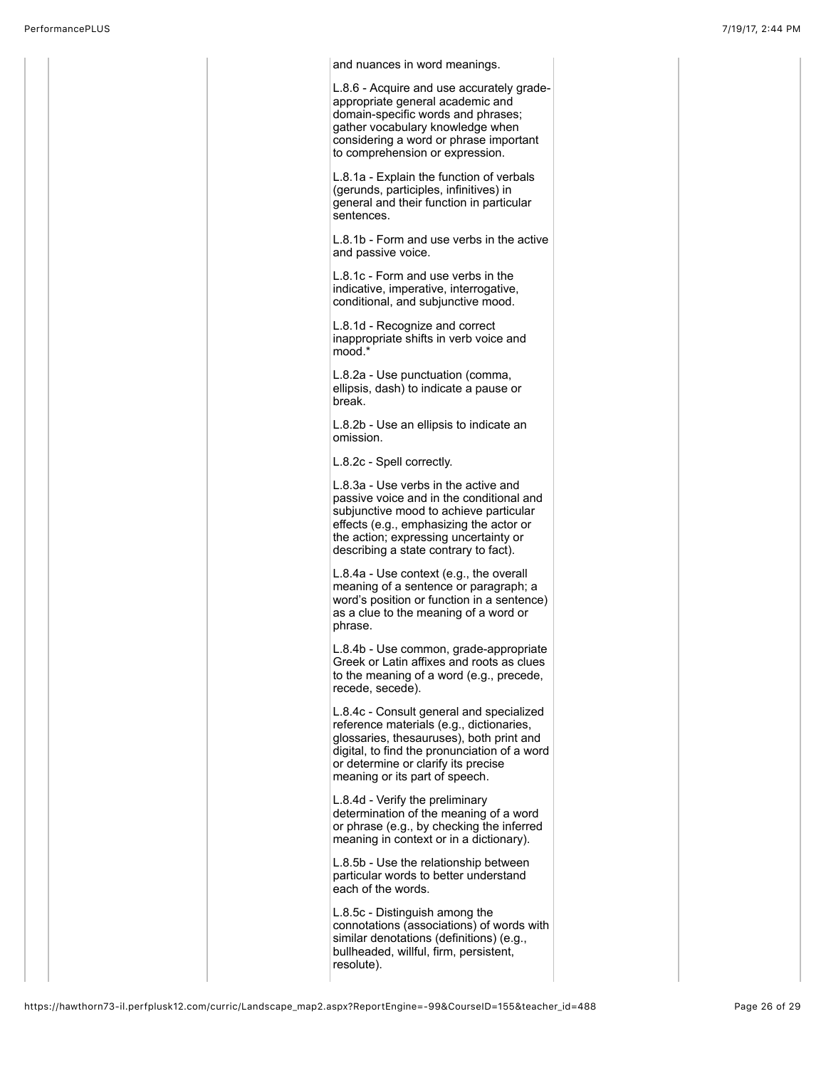and nuances in word meanings.

L.8.6 - Acquire and use accurately grade-appropriate general academic and domain-specific words and phrases; gather vocabulary knowledge when considering a word or phrase important to comprehension or expression.

L.8.1a - Explain the function of verbals (gerunds, participles, infinitives) in general and their function in particular sentences.

L.8.1b - Form and use verbs in the active and passive voice.

L.8.1c - Form and use verbs in the indicative, imperative, interrogative, conditional, and subjunctive mood.

L.8.1d - Recognize and correct inappropriate shifts in verb voice and mood.*

L.8.2a - Use punctuation (comma, ellipsis, dash) to indicate a pause or break.

L.8.2b - Use an ellipsis to indicate an omission.

L.8.2c - Spell correctly.

L.8.3a - Use verbs in the active and passive voice and in the conditional and subjunctive mood to achieve particular effects (e.g., emphasizing the actor or the action; expressing uncertainty or describing a state contrary to fact).

L.8.4a - Use context (e.g., the overall meaning of a sentence or paragraph; a word's position or function in a sentence) as a clue to the meaning of a word or phrase.

L.8.4b - Use common, grade-appropriate Greek or Latin affixes and roots as clues to the meaning of a word (e.g., precede, recede, secede).

L.8.4c - Consult general and specialized reference materials (e.g., dictionaries, glossaries, thesauruses), both print and digital, to find the pronunciation of a word or determine or clarify its precise meaning or its part of speech.

L.8.4d - Verify the preliminary determination of the meaning of a word or phrase (e.g., by checking the inferred meaning in context or in a dictionary).

L.8.5b - Use the relationship between particular words to better understand each of the words.

L.8.5c - Distinguish among the connotations (associations) of words with similar denotations (definitions) (e.g., bullheaded, willful, firm, persistent, resolute).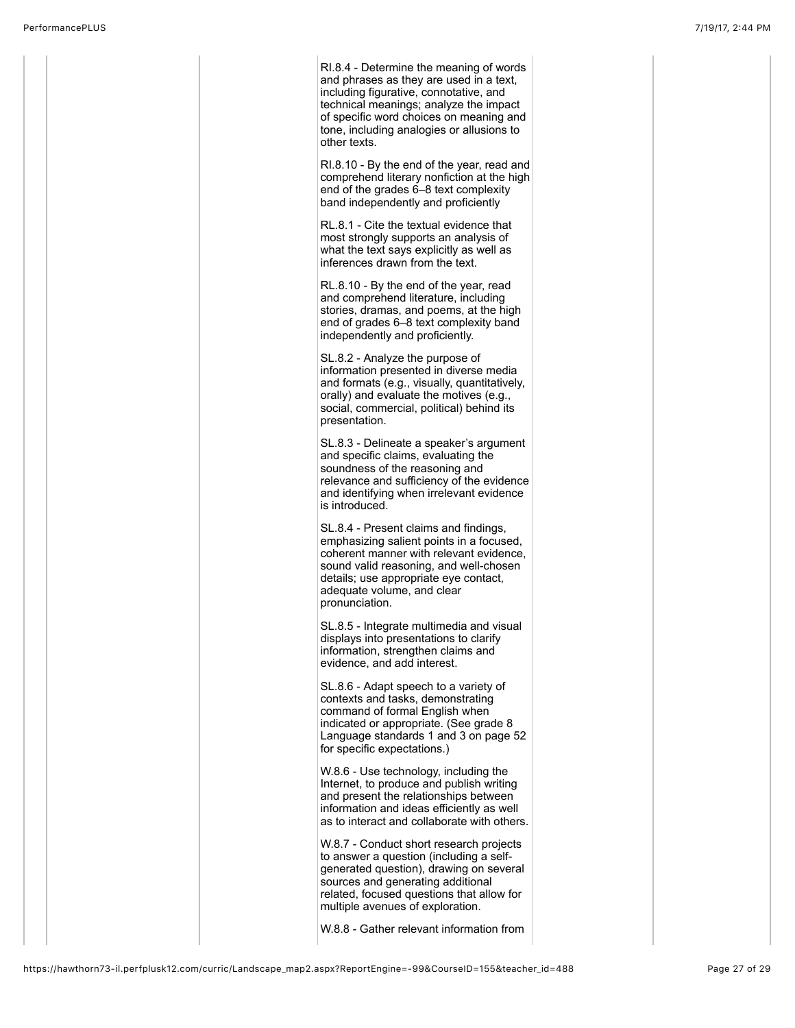RI.8.4 - Determine the meaning of words and phrases as they are used in a text, including figurative, connotative, and technical meanings; analyze the impact of specific word choices on meaning and tone, including analogies or allusions to other texts.

RI.8.10 - By the end of the year, read and comprehend literary nonfiction at the high end of the grades 6–8 text complexity band independently and proficiently

RL.8.1 - Cite the textual evidence that most strongly supports an analysis of what the text says explicitly as well as inferences drawn from the text.

RL.8.10 - By the end of the year, read and comprehend literature, including stories, dramas, and poems, at the high end of grades 6–8 text complexity band independently and proficiently.

SL.8.2 - Analyze the purpose of information presented in diverse media and formats (e.g., visually, quantitatively, orally) and evaluate the motives (e.g., social, commercial, political) behind its presentation.

SL.8.3 - Delineate a speaker's argument and specific claims, evaluating the soundness of the reasoning and relevance and sufficiency of the evidence and identifying when irrelevant evidence is introduced.

SL.8.4 - Present claims and findings, emphasizing salient points in a focused, coherent manner with relevant evidence, sound valid reasoning, and well-chosen details; use appropriate eye contact, adequate volume, and clear pronunciation.

SL.8.5 - Integrate multimedia and visual displays into presentations to clarify information, strengthen claims and evidence, and add interest.

SL.8.6 - Adapt speech to a variety of contexts and tasks, demonstrating command of formal English when indicated or appropriate. (See grade 8 Language standards 1 and 3 on page 52 for specific expectations.)

W.8.6 - Use technology, including the Internet, to produce and publish writing and present the relationships between information and ideas efficiently as well as to interact and collaborate with others.

W.8.7 - Conduct short research projects to answer a question (including a self-generated question), drawing on several sources and generating additional related, focused questions that allow for multiple avenues of exploration.

W.8.8 - Gather relevant information from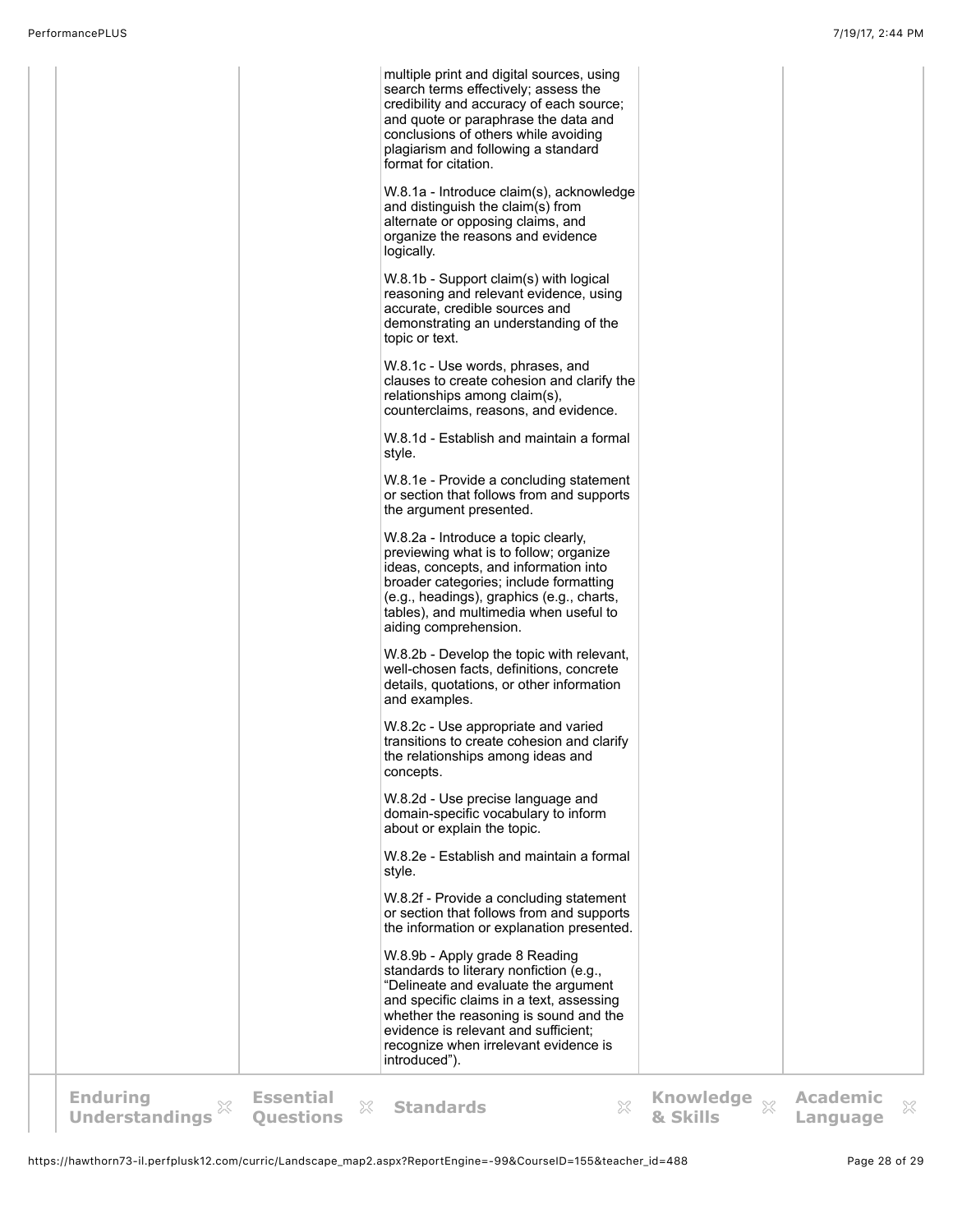| Enduring Understandings | Essential Questions | Standards | Knowledge & Skills | Academic Language |
|---|---|---|---|---|
| | | multiple print and digital sources, using search terms effectively; assess the credibility and accuracy of each source; and quote or paraphrase the data and conclusions of others while avoiding plagiarism and following a standard format for citation.<br><br>W.8.1a - Introduce claim(s), acknowledge and distinguish the claim(s) from alternate or opposing claims, and organize the reasons and evidence logically.<br><br>W.8.1b - Support claim(s) with logical reasoning and relevant evidence, using accurate, credible sources and demonstrating an understanding of the topic or text.<br><br>W.8.1c - Use words, phrases, and clauses to create cohesion and clarify the relationships among claim(s), counterclaims, reasons, and evidence.<br><br>W.8.1d - Establish and maintain a formal style.<br><br>W.8.1e - Provide a concluding statement or section that follows from and supports the argument presented.<br><br>W.8.2a - Introduce a topic clearly, previewing what is to follow; organize ideas, concepts, and information into broader categories; include formatting (e.g., headings), graphics (e.g., charts, tables), and multimedia when useful to aiding comprehension.<br><br>W.8.2b - Develop the topic with relevant, well-chosen facts, definitions, concrete details, quotations, or other information and examples.<br><br>W.8.2c - Use appropriate and varied transitions to create cohesion and clarify the relationships among ideas and concepts.<br><br>W.8.2d - Use precise language and domain-specific vocabulary to inform about or explain the topic.<br><br>W.8.2e - Establish and maintain a formal style.<br><br>W.8.2f - Provide a concluding statement or section that follows from and supports the information or explanation presented.<br><br>W.8.9b - Apply grade 8 Reading standards to literary nonfiction (e.g., "Delineate and evaluate the argument and specific claims in a text, assessing whether the reasoning is sound and the evidence is relevant and sufficient; recognize when irrelevant evidence is introduced"). | | |